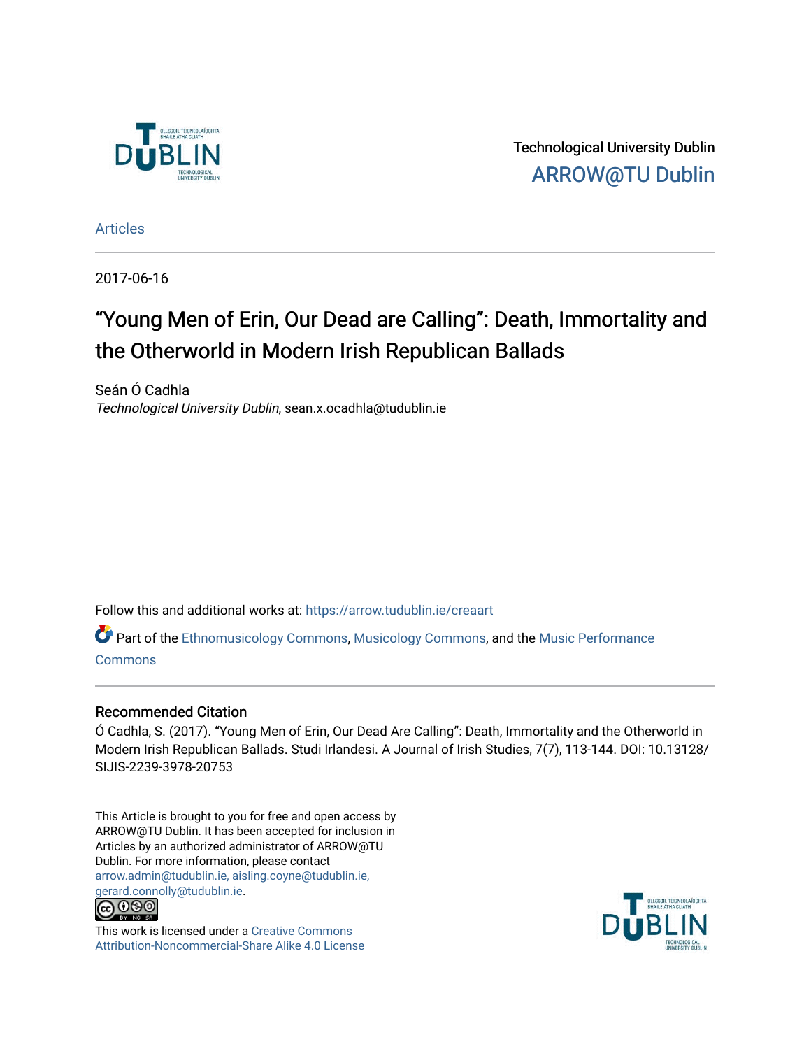Technological University Dublin

ARROW@TU Dublin

Articles

2017-06-16

# "Young Men of Erin, Our Dead are Calling": Death, Immortality and the Otherworld in Modern Irish Republican Ballads

Seán Ó Cadhla

*Technological University Dublin*, sean.x.ocadhla@tudublin.ie

Follow this and additional works at: https://arrow.tudublin.ie/creaart

Part of the Ethnomusicology Commons, Musicology Commons, and the Music Performance Commons

## Recommended Citation

Ó Cadhla, S. (2017). "Young Men of Erin, Our Dead Are Calling": Death, Immortality and the Otherworld in Modern Irish Republican Ballads. Studi Irlandesi. A Journal of Irish Studies, 7(7), 113-144. DOI: 10.13128/SIJIS-2239-3978-20753

This Article is brought to you for free and open access by ARROW@TU Dublin. It has been accepted for inclusion in Articles by an authorized administrator of ARROW@TU Dublin. For more information, please contact arrow.admin@tudublin.ie, aisling.coyne@tudublin.ie, gerard.connolly@tudublin.ie.

This work is licensed under a Creative Commons Attribution-Noncommercial-Share Alike 4.0 License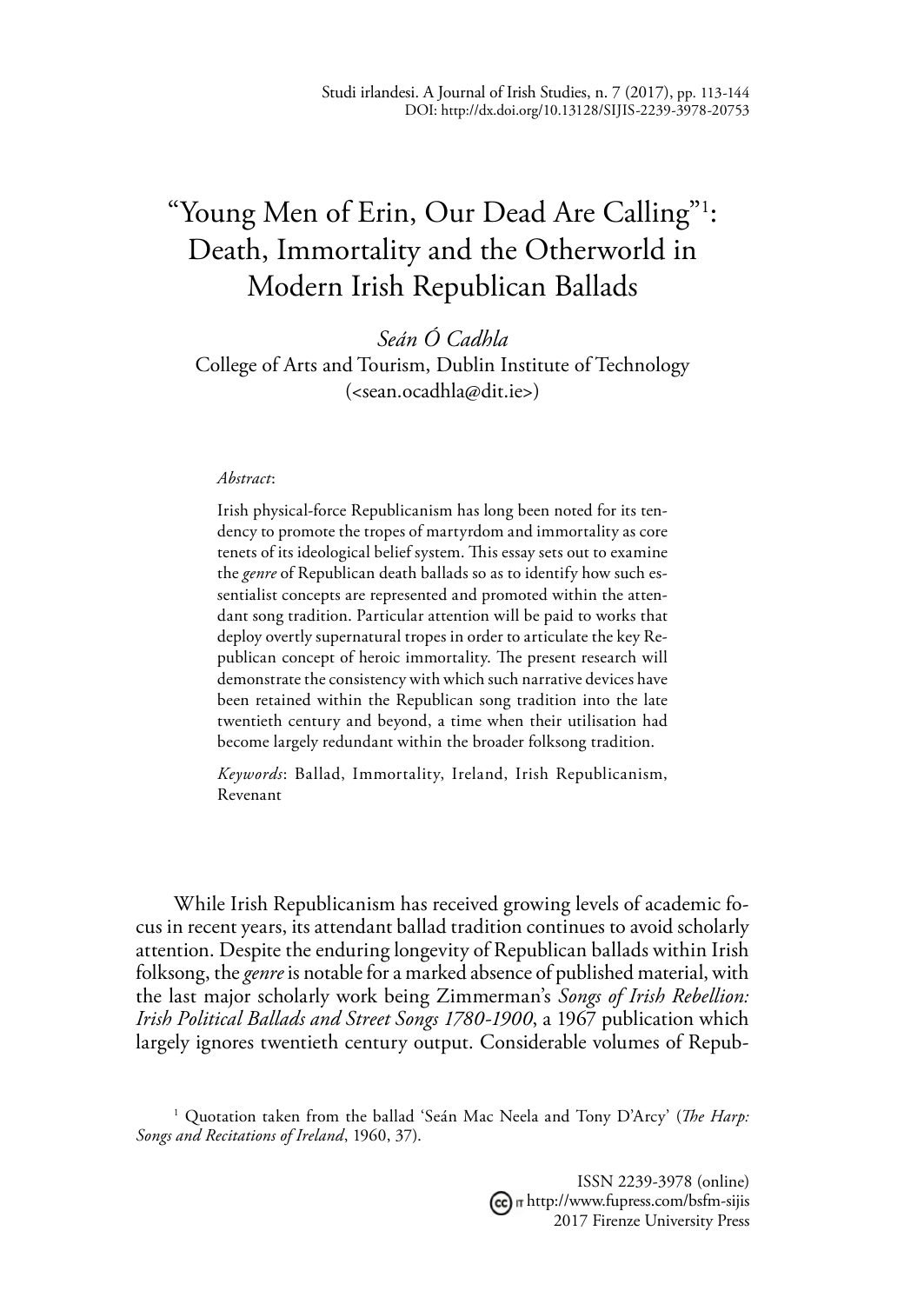# "Young Men of Erin, Our Dead Are Calling"[1]: Death, Immortality and the Otherworld in Modern Irish Republican Ballads

*Seán Ó Cadhla*
College of Arts and Tourism, Dublin Institute of Technology
(<sean.ocadhla@dit.ie>)

*Abstract*:

Irish physical-force Republicanism has long been noted for its tendency to promote the tropes of martyrdom and immortality as core tenets of its ideological belief system. This essay sets out to examine the *genre* of Republican death ballads so as to identify how such essentialist concepts are represented and promoted within the attendant song tradition. Particular attention will be paid to works that deploy overtly supernatural tropes in order to articulate the key Republican concept of heroic immortality. The present research will demonstrate the consistency with which such narrative devices have been retained within the Republican song tradition into the late twentieth century and beyond, a time when their utilisation had become largely redundant within the broader folksong tradition.

*Keywords*: Ballad, Immortality, Ireland, Irish Republicanism, Revenant

While Irish Republicanism has received growing levels of academic focus in recent years, its attendant ballad tradition continues to avoid scholarly attention. Despite the enduring longevity of Republican ballads within Irish folksong, the *genre* is notable for a marked absence of published material, with the last major scholarly work being Zimmerman's *Songs of Irish Rebellion: Irish Political Ballads and Street Songs 1780-1900*, a 1967 publication which largely ignores twentieth century output. Considerable volumes of Repub-

[1] Quotation taken from the ballad 'Seán Mac Neela and Tony D'Arcy' (*The Harp: Songs and Recitations of Ireland*, 1960, 37).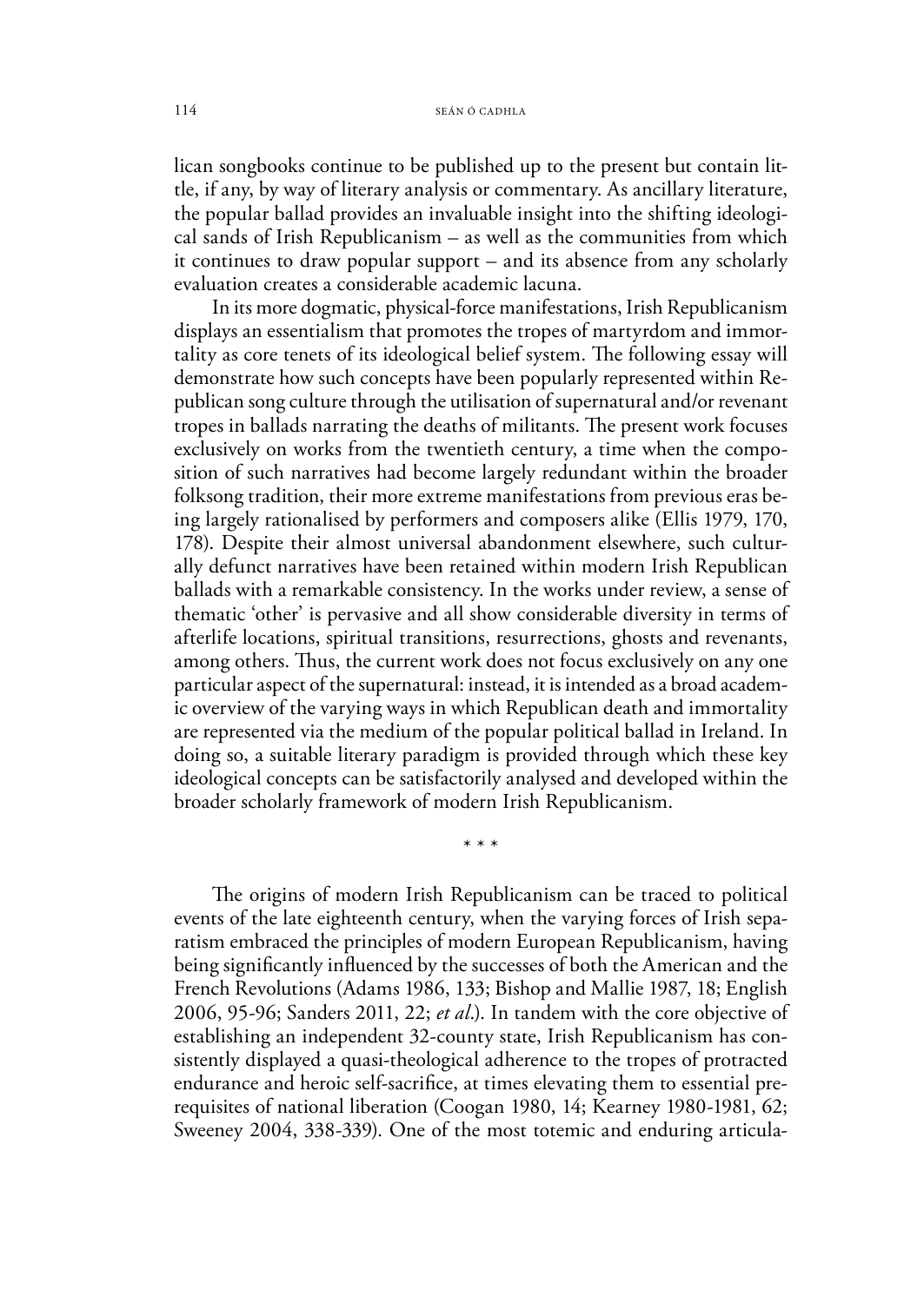lican songbooks continue to be published up to the present but contain little, if any, by way of literary analysis or commentary. As ancillary literature, the popular ballad provides an invaluable insight into the shifting ideological sands of Irish Republicanism – as well as the communities from which it continues to draw popular support – and its absence from any scholarly evaluation creates a considerable academic lacuna.

In its more dogmatic, physical-force manifestations, Irish Republicanism displays an essentialism that promotes the tropes of martyrdom and immortality as core tenets of its ideological belief system. The following essay will demonstrate how such concepts have been popularly represented within Republican song culture through the utilisation of supernatural and/or revenant tropes in ballads narrating the deaths of militants. The present work focuses exclusively on works from the twentieth century, a time when the composition of such narratives had become largely redundant within the broader folksong tradition, their more extreme manifestations from previous eras being largely rationalised by performers and composers alike (Ellis 1979, 170, 178). Despite their almost universal abandonment elsewhere, such culturally defunct narratives have been retained within modern Irish Republican ballads with a remarkable consistency. In the works under review, a sense of thematic 'other' is pervasive and all show considerable diversity in terms of afterlife locations, spiritual transitions, resurrections, ghosts and revenants, among others. Thus, the current work does not focus exclusively on any one particular aspect of the supernatural: instead, it is intended as a broad academic overview of the varying ways in which Republican death and immortality are represented via the medium of the popular political ballad in Ireland. In doing so, a suitable literary paradigm is provided through which these key ideological concepts can be satisfactorily analysed and developed within the broader scholarly framework of modern Irish Republicanism.

\* \* \*

The origins of modern Irish Republicanism can be traced to political events of the late eighteenth century, when the varying forces of Irish separatism embraced the principles of modern European Republicanism, having being significantly influenced by the successes of both the American and the French Revolutions (Adams 1986, 133; Bishop and Mallie 1987, 18; English 2006, 95-96; Sanders 2011, 22; *et al*.). In tandem with the core objective of establishing an independent 32-county state, Irish Republicanism has consistently displayed a quasi-theological adherence to the tropes of protracted endurance and heroic self-sacrifice, at times elevating them to essential prerequisites of national liberation (Coogan 1980, 14; Kearney 1980-1981, 62; Sweeney 2004, 338-339). One of the most totemic and enduring articula-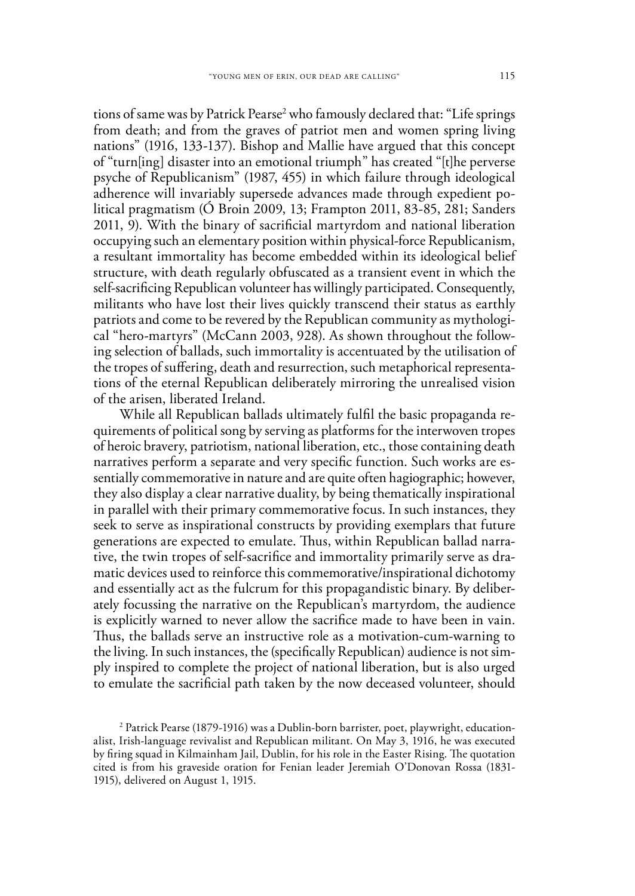tions of same was by Patrick Pearse[2] who famously declared that: "Life springs from death; and from the graves of patriot men and women spring living nations" (1916, 133-137). Bishop and Mallie have argued that this concept of "turn[ing] disaster into an emotional triumph" has created "[t]he perverse psyche of Republicanism" (1987, 455) in which failure through ideological adherence will invariably supersede advances made through expedient political pragmatism (Ó Broin 2009, 13; Frampton 2011, 83-85, 281; Sanders 2011, 9). With the binary of sacrificial martyrdom and national liberation occupying such an elementary position within physical-force Republicanism, a resultant immortality has become embedded within its ideological belief structure, with death regularly obfuscated as a transient event in which the self-sacrificing Republican volunteer has willingly participated. Consequently, militants who have lost their lives quickly transcend their status as earthly patriots and come to be revered by the Republican community as mythological "hero-martyrs" (McCann 2003, 928). As shown throughout the following selection of ballads, such immortality is accentuated by the utilisation of the tropes of suffering, death and resurrection, such metaphorical representations of the eternal Republican deliberately mirroring the unrealised vision of the arisen, liberated Ireland.

While all Republican ballads ultimately fulfil the basic propaganda requirements of political song by serving as platforms for the interwoven tropes of heroic bravery, patriotism, national liberation, etc., those containing death narratives perform a separate and very specific function. Such works are essentially commemorative in nature and are quite often hagiographic; however, they also display a clear narrative duality, by being thematically inspirational in parallel with their primary commemorative focus. In such instances, they seek to serve as inspirational constructs by providing exemplars that future generations are expected to emulate. Thus, within Republican ballad narrative, the twin tropes of self-sacrifice and immortality primarily serve as dramatic devices used to reinforce this commemorative/inspirational dichotomy and essentially act as the fulcrum for this propagandistic binary. By deliberately focussing the narrative on the Republican's martyrdom, the audience is explicitly warned to never allow the sacrifice made to have been in vain. Thus, the ballads serve an instructive role as a motivation-cum-warning to the living. In such instances, the (specifically Republican) audience is not simply inspired to complete the project of national liberation, but is also urged to emulate the sacrificial path taken by the now deceased volunteer, should

[2] Patrick Pearse (1879-1916) was a Dublin-born barrister, poet, playwright, educationalist, Irish-language revivalist and Republican militant. On May 3, 1916, he was executed by firing squad in Kilmainham Jail, Dublin, for his role in the Easter Rising. The quotation cited is from his graveside oration for Fenian leader Jeremiah O'Donovan Rossa (1831-1915), delivered on August 1, 1915.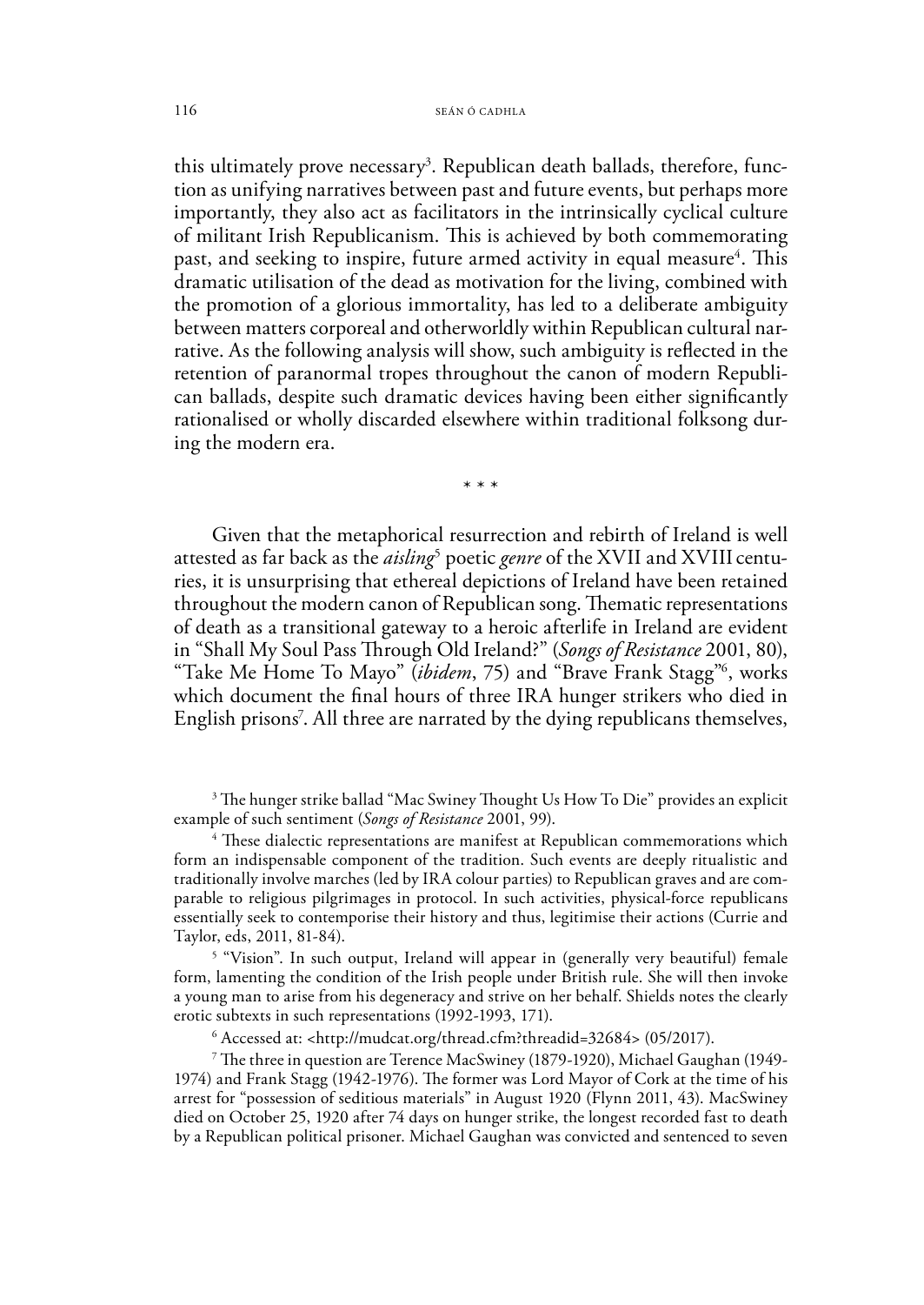this ultimately prove necessary[3]. Republican death ballads, therefore, function as unifying narratives between past and future events, but perhaps more importantly, they also act as facilitators in the intrinsically cyclical culture of militant Irish Republicanism. This is achieved by both commemorating past, and seeking to inspire, future armed activity in equal measure[4]. This dramatic utilisation of the dead as motivation for the living, combined with the promotion of a glorious immortality, has led to a deliberate ambiguity between matters corporeal and otherworldly within Republican cultural narrative. As the following analysis will show, such ambiguity is reflected in the retention of paranormal tropes throughout the canon of modern Republican ballads, despite such dramatic devices having been either significantly rationalised or wholly discarded elsewhere within traditional folksong during the modern era.

\* \* \*

Given that the metaphorical resurrection and rebirth of Ireland is well attested as far back as the *aisling*[5] poetic *genre* of the XVII and XVIII centuries, it is unsurprising that ethereal depictions of Ireland have been retained throughout the modern canon of Republican song. Thematic representations of death as a transitional gateway to a heroic afterlife in Ireland are evident in "Shall My Soul Pass Through Old Ireland?" (*Songs of Resistance* 2001, 80), "Take Me Home To Mayo" (*ibidem*, 75) and "Brave Frank Stagg"[6], works which document the final hours of three IRA hunger strikers who died in English prisons[7]. All three are narrated by the dying republicans themselves,

[3] The hunger strike ballad "Mac Swiney Thought Us How To Die" provides an explicit example of such sentiment (*Songs of Resistance* 2001, 99).

[4] These dialectic representations are manifest at Republican commemorations which form an indispensable component of the tradition. Such events are deeply ritualistic and traditionally involve marches (led by IRA colour parties) to Republican graves and are comparable to religious pilgrimages in protocol. In such activities, physical-force republicans essentially seek to contemporise their history and thus, legitimise their actions (Currie and Taylor, eds, 2011, 81-84).

[5] "Vision". In such output, Ireland will appear in (generally very beautiful) female form, lamenting the condition of the Irish people under British rule. She will then invoke a young man to arise from his degeneracy and strive on her behalf. Shields notes the clearly erotic subtexts in such representations (1992-1993, 171).

[6] Accessed at: <http://mudcat.org/thread.cfm?threadid=32684> (05/2017).

[7] The three in question are Terence MacSwiney (1879-1920), Michael Gaughan (1949-1974) and Frank Stagg (1942-1976). The former was Lord Mayor of Cork at the time of his arrest for "possession of seditious materials" in August 1920 (Flynn 2011, 43). MacSwiney died on October 25, 1920 after 74 days on hunger strike, the longest recorded fast to death by a Republican political prisoner. Michael Gaughan was convicted and sentenced to seven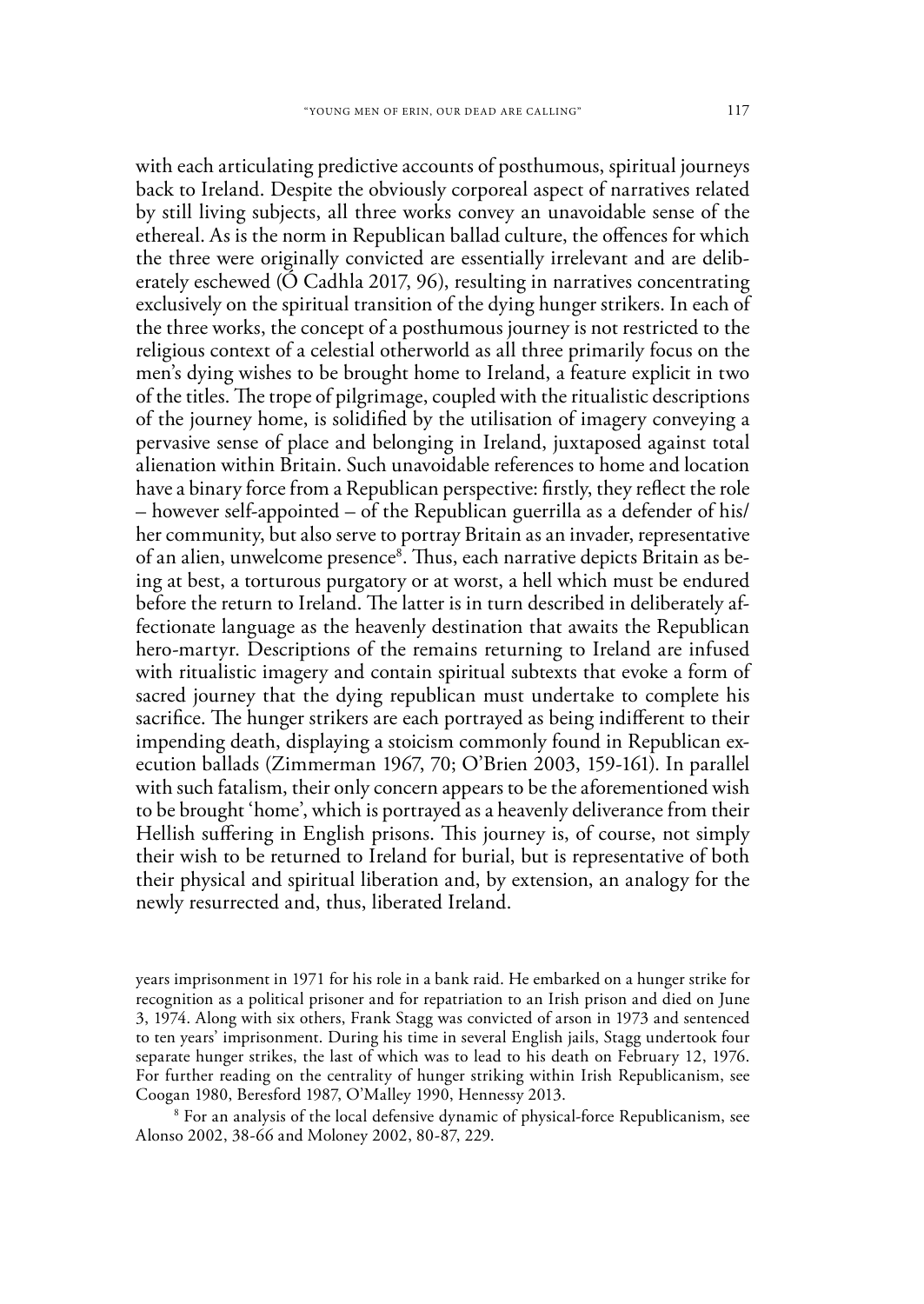with each articulating predictive accounts of posthumous, spiritual journeys back to Ireland. Despite the obviously corporeal aspect of narratives related by still living subjects, all three works convey an unavoidable sense of the ethereal. As is the norm in Republican ballad culture, the offences for which the three were originally convicted are essentially irrelevant and are deliberately eschewed (Ó Cadhla 2017, 96), resulting in narratives concentrating exclusively on the spiritual transition of the dying hunger strikers. In each of the three works, the concept of a posthumous journey is not restricted to the religious context of a celestial otherworld as all three primarily focus on the men's dying wishes to be brought home to Ireland, a feature explicit in two of the titles. The trope of pilgrimage, coupled with the ritualistic descriptions of the journey home, is solidified by the utilisation of imagery conveying a pervasive sense of place and belonging in Ireland, juxtaposed against total alienation within Britain. Such unavoidable references to home and location have a binary force from a Republican perspective: firstly, they reflect the role – however self-appointed – of the Republican guerrilla as a defender of his/her community, but also serve to portray Britain as an invader, representative of an alien, unwelcome presence[8]. Thus, each narrative depicts Britain as being at best, a torturous purgatory or at worst, a hell which must be endured before the return to Ireland. The latter is in turn described in deliberately affectionate language as the heavenly destination that awaits the Republican hero-martyr. Descriptions of the remains returning to Ireland are infused with ritualistic imagery and contain spiritual subtexts that evoke a form of sacred journey that the dying republican must undertake to complete his sacrifice. The hunger strikers are each portrayed as being indifferent to their impending death, displaying a stoicism commonly found in Republican execution ballads (Zimmerman 1967, 70; O'Brien 2003, 159-161). In parallel with such fatalism, their only concern appears to be the aforementioned wish to be brought 'home', which is portrayed as a heavenly deliverance from their Hellish suffering in English prisons. This journey is, of course, not simply their wish to be returned to Ireland for burial, but is representative of both their physical and spiritual liberation and, by extension, an analogy for the newly resurrected and, thus, liberated Ireland.

years imprisonment in 1971 for his role in a bank raid. He embarked on a hunger strike for recognition as a political prisoner and for repatriation to an Irish prison and died on June 3, 1974. Along with six others, Frank Stagg was convicted of arson in 1973 and sentenced to ten years' imprisonment. During his time in several English jails, Stagg undertook four separate hunger strikes, the last of which was to lead to his death on February 12, 1976. For further reading on the centrality of hunger striking within Irish Republicanism, see Coogan 1980, Beresford 1987, O'Malley 1990, Hennessy 2013.

[8] For an analysis of the local defensive dynamic of physical-force Republicanism, see Alonso 2002, 38-66 and Moloney 2002, 80-87, 229.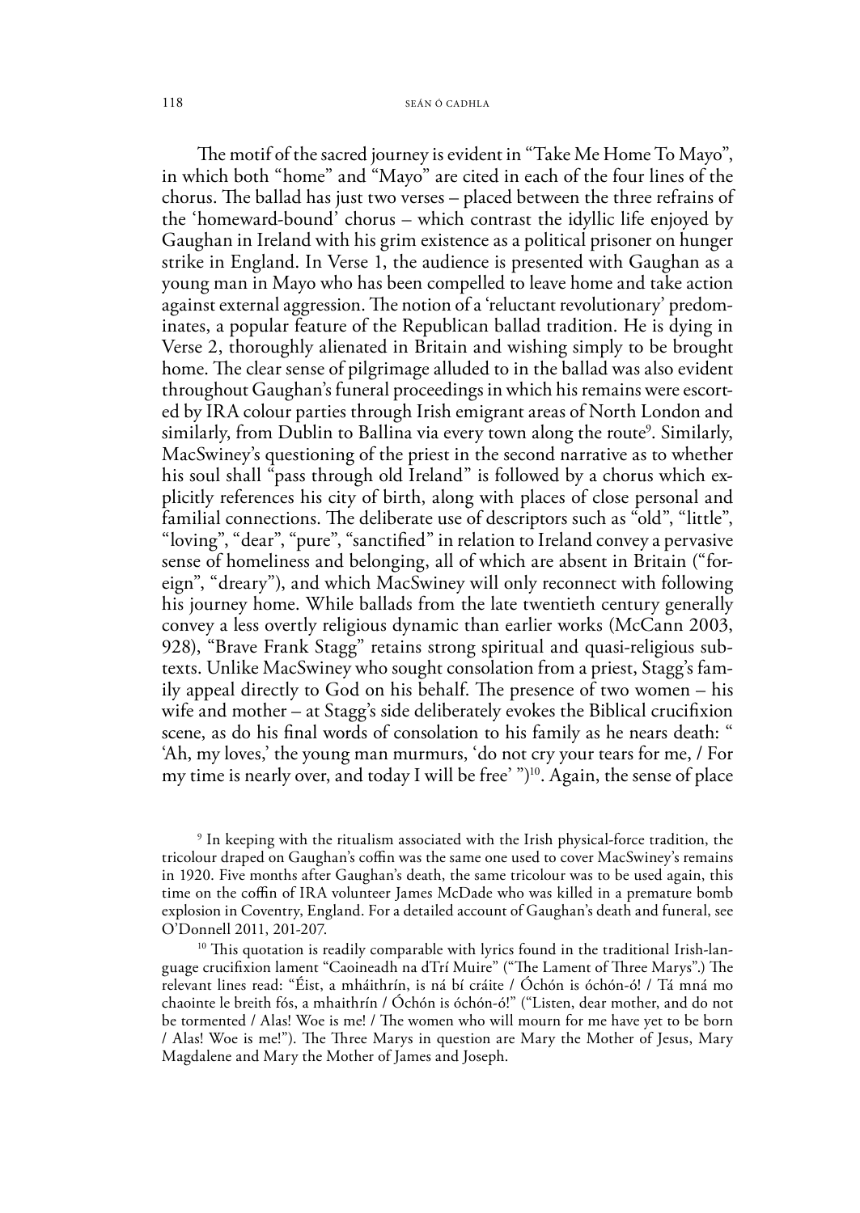The motif of the sacred journey is evident in "Take Me Home To Mayo", in which both "home" and "Mayo" are cited in each of the four lines of the chorus. The ballad has just two verses – placed between the three refrains of the 'homeward-bound' chorus – which contrast the idyllic life enjoyed by Gaughan in Ireland with his grim existence as a political prisoner on hunger strike in England. In Verse 1, the audience is presented with Gaughan as a young man in Mayo who has been compelled to leave home and take action against external aggression. The notion of a 'reluctant revolutionary' predominates, a popular feature of the Republican ballad tradition. He is dying in Verse 2, thoroughly alienated in Britain and wishing simply to be brought home. The clear sense of pilgrimage alluded to in the ballad was also evident throughout Gaughan's funeral proceedings in which his remains were escorted by IRA colour parties through Irish emigrant areas of North London and similarly, from Dublin to Ballina via every town along the route[9]. Similarly, MacSwiney's questioning of the priest in the second narrative as to whether his soul shall "pass through old Ireland" is followed by a chorus which explicitly references his city of birth, along with places of close personal and familial connections. The deliberate use of descriptors such as "old", "little", "loving", "dear", "pure", "sanctified" in relation to Ireland convey a pervasive sense of homeliness and belonging, all of which are absent in Britain ("foreign", "dreary"), and which MacSwiney will only reconnect with following his journey home. While ballads from the late twentieth century generally convey a less overtly religious dynamic than earlier works (McCann 2003, 928), "Brave Frank Stagg" retains strong spiritual and quasi-religious subtexts. Unlike MacSwiney who sought consolation from a priest, Stagg's family appeal directly to God on his behalf. The presence of two women – his wife and mother – at Stagg's side deliberately evokes the Biblical crucifixion scene, as do his final words of consolation to his family as he nears death: " 'Ah, my loves,' the young man murmurs, 'do not cry your tears for me, / For my time is nearly over, and today I will be free' ")[10]. Again, the sense of place

[9] In keeping with the ritualism associated with the Irish physical-force tradition, the tricolour draped on Gaughan's coffin was the same one used to cover MacSwiney's remains in 1920. Five months after Gaughan's death, the same tricolour was to be used again, this time on the coffin of IRA volunteer James McDade who was killed in a premature bomb explosion in Coventry, England. For a detailed account of Gaughan's death and funeral, see O'Donnell 2011, 201-207.

[10] This quotation is readily comparable with lyrics found in the traditional Irish-language crucifixion lament "Caoineadh na dTrí Muire" ("The Lament of Three Marys".) The relevant lines read: "Éist, a mháithrín, is ná bí cráite / Óchón is óchón-ó! / Tá mná mo chaointe le breith fós, a mhaithrín / Óchón is óchón-ó!" ("Listen, dear mother, and do not be tormented / Alas! Woe is me! / The women who will mourn for me have yet to be born / Alas! Woe is me!"). The Three Marys in question are Mary the Mother of Jesus, Mary Magdalene and Mary the Mother of James and Joseph.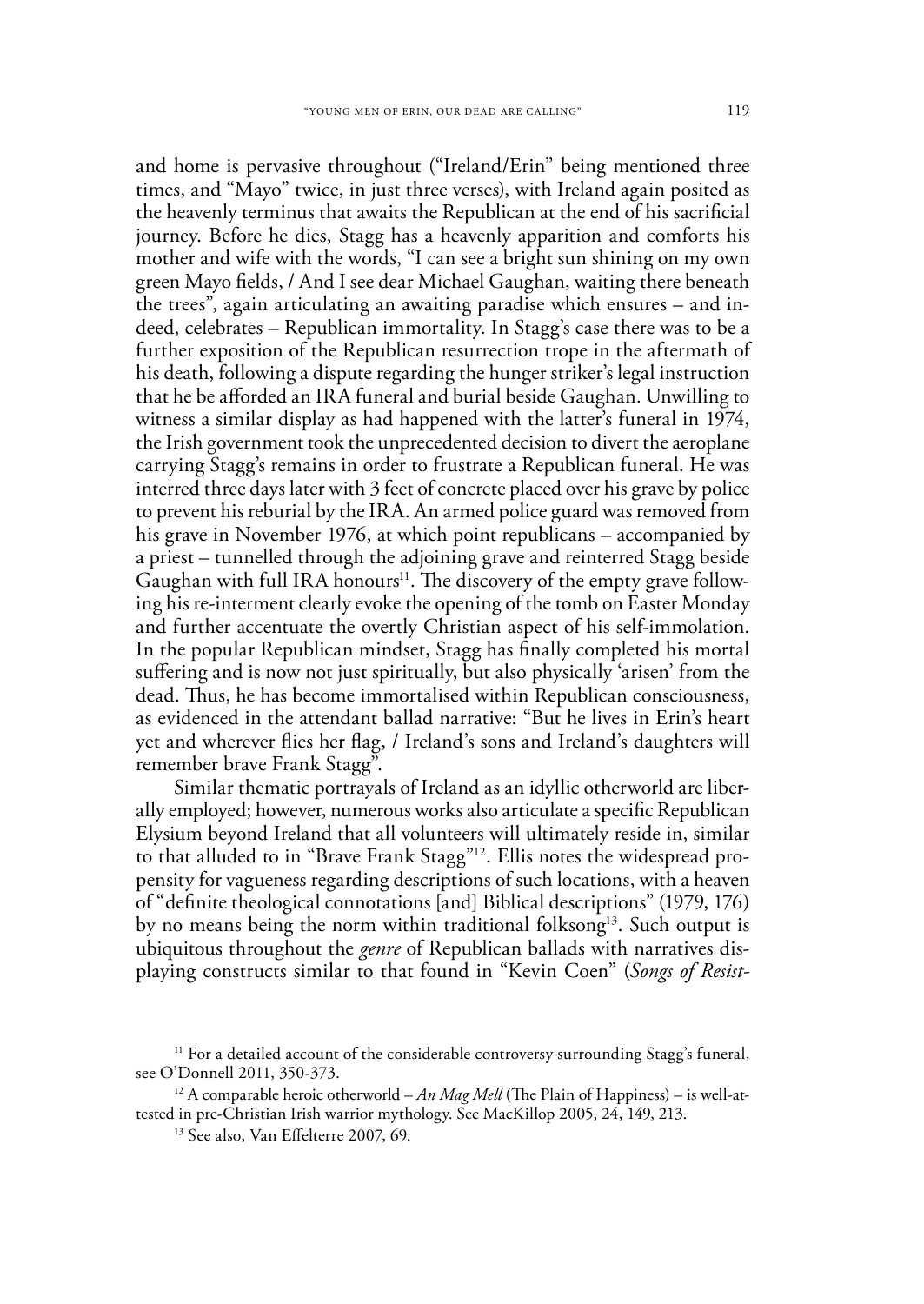and home is pervasive throughout ("Ireland/Erin" being mentioned three times, and "Mayo" twice, in just three verses), with Ireland again posited as the heavenly terminus that awaits the Republican at the end of his sacrificial journey. Before he dies, Stagg has a heavenly apparition and comforts his mother and wife with the words, "I can see a bright sun shining on my own green Mayo fields, / And I see dear Michael Gaughan, waiting there beneath the trees", again articulating an awaiting paradise which ensures – and indeed, celebrates – Republican immortality. In Stagg's case there was to be a further exposition of the Republican resurrection trope in the aftermath of his death, following a dispute regarding the hunger striker's legal instruction that he be afforded an IRA funeral and burial beside Gaughan. Unwilling to witness a similar display as had happened with the latter's funeral in 1974, the Irish government took the unprecedented decision to divert the aeroplane carrying Stagg's remains in order to frustrate a Republican funeral. He was interred three days later with 3 feet of concrete placed over his grave by police to prevent his reburial by the IRA. An armed police guard was removed from his grave in November 1976, at which point republicans – accompanied by a priest – tunnelled through the adjoining grave and reinterred Stagg beside Gaughan with full IRA honours[11]. The discovery of the empty grave following his re-interment clearly evoke the opening of the tomb on Easter Monday and further accentuate the overtly Christian aspect of his self-immolation. In the popular Republican mindset, Stagg has finally completed his mortal suffering and is now not just spiritually, but also physically 'arisen' from the dead. Thus, he has become immortalised within Republican consciousness, as evidenced in the attendant ballad narrative: "But he lives in Erin's heart yet and wherever flies her flag, / Ireland's sons and Ireland's daughters will remember brave Frank Stagg".

Similar thematic portrayals of Ireland as an idyllic otherworld are liberally employed; however, numerous works also articulate a specific Republican Elysium beyond Ireland that all volunteers will ultimately reside in, similar to that alluded to in "Brave Frank Stagg"[12]. Ellis notes the widespread propensity for vagueness regarding descriptions of such locations, with a heaven of "definite theological connotations [and] Biblical descriptions" (1979, 176) by no means being the norm within traditional folksong[13]. Such output is ubiquitous throughout the *genre* of Republican ballads with narratives displaying constructs similar to that found in "Kevin Coen" (*Songs of Resist-*

[11] For a detailed account of the considerable controversy surrounding Stagg's funeral, see O'Donnell 2011, 350-373.

[12] A comparable heroic otherworld – *An Mag Mell* (The Plain of Happiness) – is well-attested in pre-Christian Irish warrior mythology. See MacKillop 2005, 24, 149, 213.

[13] See also, Van Effelterre 2007, 69.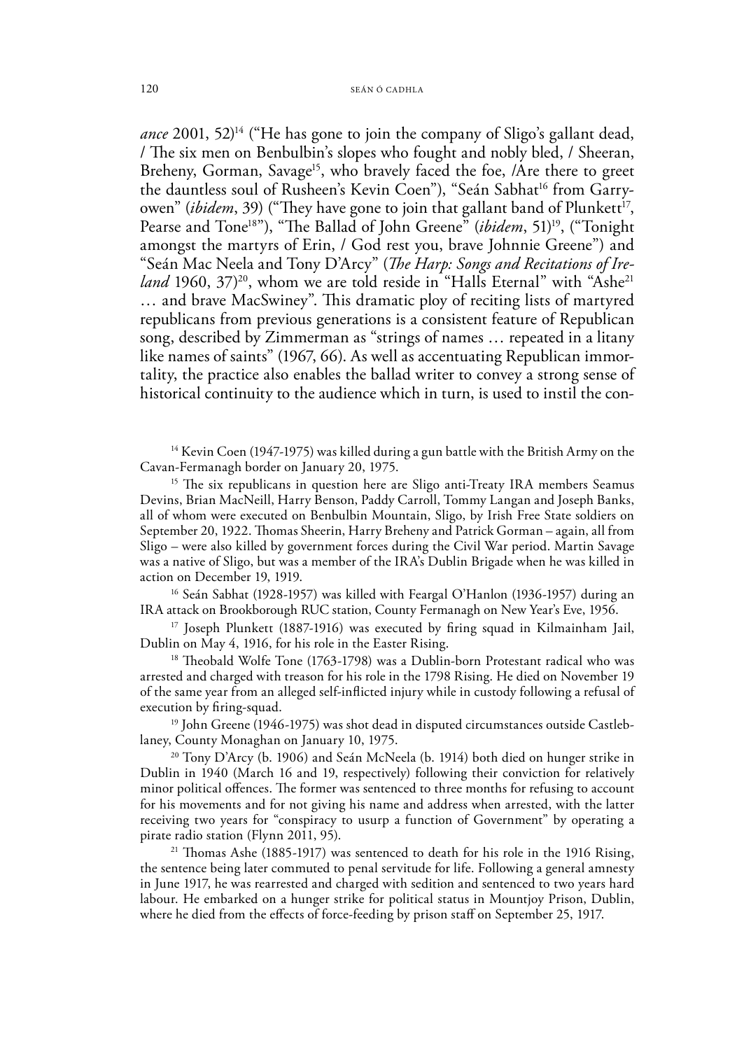*ance* 2001, 52)[14] ("He has gone to join the company of Sligo's gallant dead, / The six men on Benbulbin's slopes who fought and nobly bled, / Sheeran, Breheny, Gorman, Savage[15], who bravely faced the foe, /Are there to greet the dauntless soul of Rusheen's Kevin Coen"), "Seán Sabhat[16] from Garryowen" (*ibidem*, 39) ("They have gone to join that gallant band of Plunkett[17], Pearse and Tone[18]"), "The Ballad of John Greene" (*ibidem*, 51)[19], ("Tonight amongst the martyrs of Erin, / God rest you, brave Johnnie Greene") and "Seán Mac Neela and Tony D'Arcy" (*The Harp: Songs and Recitations of Ireland* 1960, 37)[20], whom we are told reside in "Halls Eternal" with "Ashe[21] … and brave MacSwiney". This dramatic ploy of reciting lists of martyred republicans from previous generations is a consistent feature of Republican song, described by Zimmerman as "strings of names … repeated in a litany like names of saints" (1967, 66). As well as accentuating Republican immortality, the practice also enables the ballad writer to convey a strong sense of historical continuity to the audience which in turn, is used to instil the con-

[14] Kevin Coen (1947-1975) was killed during a gun battle with the British Army on the Cavan-Fermanagh border on January 20, 1975.

[15] The six republicans in question here are Sligo anti-Treaty IRA members Seamus Devins, Brian MacNeill, Harry Benson, Paddy Carroll, Tommy Langan and Joseph Banks, all of whom were executed on Benbulbin Mountain, Sligo, by Irish Free State soldiers on September 20, 1922. Thomas Sheerin, Harry Breheny and Patrick Gorman – again, all from Sligo – were also killed by government forces during the Civil War period. Martin Savage was a native of Sligo, but was a member of the IRA's Dublin Brigade when he was killed in action on December 19, 1919.

[16] Seán Sabhat (1928-1957) was killed with Feargal O'Hanlon (1936-1957) during an IRA attack on Brookborough RUC station, County Fermanagh on New Year's Eve, 1956.

[17] Joseph Plunkett (1887-1916) was executed by firing squad in Kilmainham Jail, Dublin on May 4, 1916, for his role in the Easter Rising.

[18] Theobald Wolfe Tone (1763-1798) was a Dublin-born Protestant radical who was arrested and charged with treason for his role in the 1798 Rising. He died on November 19 of the same year from an alleged self-inflicted injury while in custody following a refusal of execution by firing-squad.

[19] John Greene (1946-1975) was shot dead in disputed circumstances outside Castleblaney, County Monaghan on January 10, 1975.

[20] Tony D'Arcy (b. 1906) and Seán McNeela (b. 1914) both died on hunger strike in Dublin in 1940 (March 16 and 19, respectively) following their conviction for relatively minor political offences. The former was sentenced to three months for refusing to account for his movements and for not giving his name and address when arrested, with the latter receiving two years for "conspiracy to usurp a function of Government" by operating a pirate radio station (Flynn 2011, 95).

[21] Thomas Ashe (1885-1917) was sentenced to death for his role in the 1916 Rising, the sentence being later commuted to penal servitude for life. Following a general amnesty in June 1917, he was rearrested and charged with sedition and sentenced to two years hard labour. He embarked on a hunger strike for political status in Mountjoy Prison, Dublin, where he died from the effects of force-feeding by prison staff on September 25, 1917.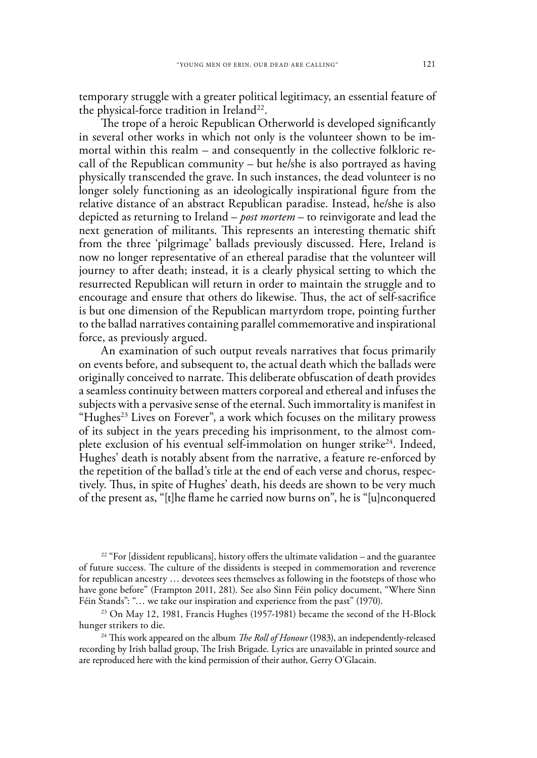temporary struggle with a greater political legitimacy, an essential feature of the physical-force tradition in Ireland[22].

The trope of a heroic Republican Otherworld is developed significantly in several other works in which not only is the volunteer shown to be immortal within this realm – and consequently in the collective folkloric recall of the Republican community – but he/she is also portrayed as having physically transcended the grave. In such instances, the dead volunteer is no longer solely functioning as an ideologically inspirational figure from the relative distance of an abstract Republican paradise. Instead, he/she is also depicted as returning to Ireland – *post mortem* – to reinvigorate and lead the next generation of militants. This represents an interesting thematic shift from the three 'pilgrimage' ballads previously discussed. Here, Ireland is now no longer representative of an ethereal paradise that the volunteer will journey to after death; instead, it is a clearly physical setting to which the resurrected Republican will return in order to maintain the struggle and to encourage and ensure that others do likewise. Thus, the act of self-sacrifice is but one dimension of the Republican martyrdom trope, pointing further to the ballad narratives containing parallel commemorative and inspirational force, as previously argued.

An examination of such output reveals narratives that focus primarily on events before, and subsequent to, the actual death which the ballads were originally conceived to narrate. This deliberate obfuscation of death provides a seamless continuity between matters corporeal and ethereal and infuses the subjects with a pervasive sense of the eternal. Such immortality is manifest in "Hughes[23] Lives on Forever", a work which focuses on the military prowess of its subject in the years preceding his imprisonment, to the almost complete exclusion of his eventual self-immolation on hunger strike[24]. Indeed, Hughes' death is notably absent from the narrative, a feature re-enforced by the repetition of the ballad's title at the end of each verse and chorus, respectively. Thus, in spite of Hughes' death, his deeds are shown to be very much of the present as, "[t]he flame he carried now burns on", he is "[u]nconquered

[22] "For [dissident republicans], history offers the ultimate validation – and the guarantee of future success. The culture of the dissidents is steeped in commemoration and reverence for republican ancestry … devotees sees themselves as following in the footsteps of those who have gone before" (Frampton 2011, 281). See also Sinn Féin policy document, "Where Sinn Féin Stands": "… we take our inspiration and experience from the past" (1970).

[23] On May 12, 1981, Francis Hughes (1957-1981) became the second of the H-Block hunger strikers to die.

[24] This work appeared on the album *The Roll of Honour* (1983), an independently-released recording by Irish ballad group, The Irish Brigade. Lyrics are unavailable in printed source and are reproduced here with the kind permission of their author, Gerry O'Glacain.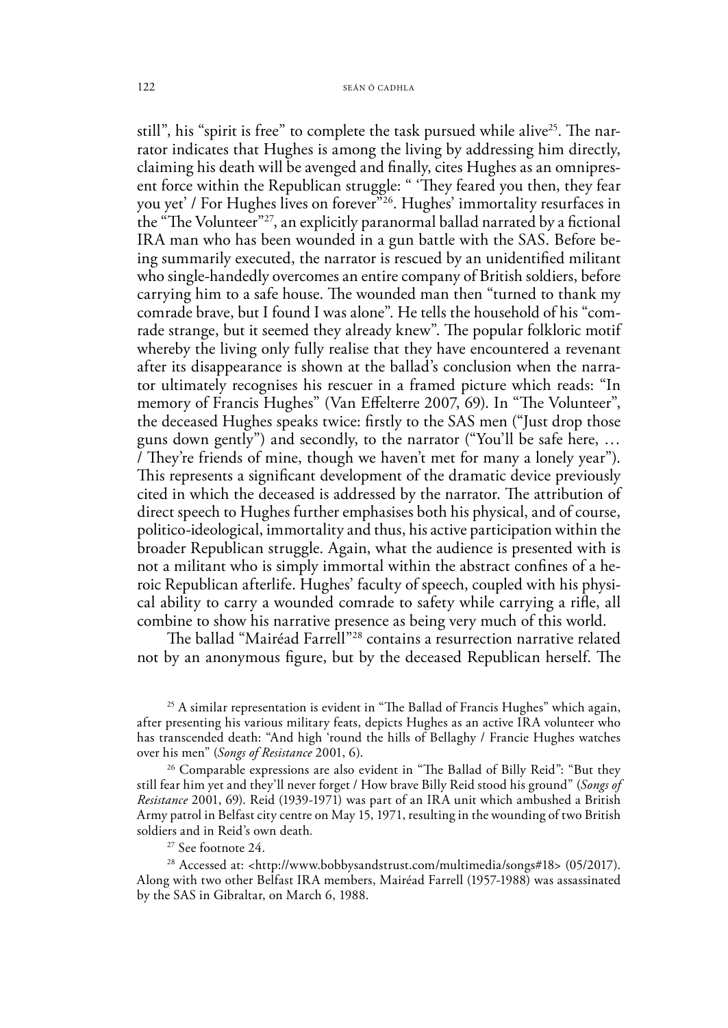still", his "spirit is free" to complete the task pursued while alive[25]. The narrator indicates that Hughes is among the living by addressing him directly, claiming his death will be avenged and finally, cites Hughes as an omnipresent force within the Republican struggle: " 'They feared you then, they fear you yet' / For Hughes lives on forever"[26]. Hughes' immortality resurfaces in the "The Volunteer"[27], an explicitly paranormal ballad narrated by a fictional IRA man who has been wounded in a gun battle with the SAS. Before being summarily executed, the narrator is rescued by an unidentified militant who single-handedly overcomes an entire company of British soldiers, before carrying him to a safe house. The wounded man then "turned to thank my comrade brave, but I found I was alone". He tells the household of his "comrade strange, but it seemed they already knew". The popular folkloric motif whereby the living only fully realise that they have encountered a revenant after its disappearance is shown at the ballad's conclusion when the narrator ultimately recognises his rescuer in a framed picture which reads: "In memory of Francis Hughes" (Van Effelterre 2007, 69). In "The Volunteer", the deceased Hughes speaks twice: firstly to the SAS men ("Just drop those guns down gently") and secondly, to the narrator ("You'll be safe here, … / They're friends of mine, though we haven't met for many a lonely year"). This represents a significant development of the dramatic device previously cited in which the deceased is addressed by the narrator. The attribution of direct speech to Hughes further emphasises both his physical, and of course, politico-ideological, immortality and thus, his active participation within the broader Republican struggle. Again, what the audience is presented with is not a militant who is simply immortal within the abstract confines of a heroic Republican afterlife. Hughes' faculty of speech, coupled with his physical ability to carry a wounded comrade to safety while carrying a rifle, all combine to show his narrative presence as being very much of this world.

The ballad "Mairéad Farrell"[28] contains a resurrection narrative related not by an anonymous figure, but by the deceased Republican herself. The

[25] A similar representation is evident in "The Ballad of Francis Hughes" which again, after presenting his various military feats, depicts Hughes as an active IRA volunteer who has transcended death: "And high 'round the hills of Bellaghy / Francie Hughes watches over his men" (*Songs of Resistance* 2001, 6).

[26] Comparable expressions are also evident in "The Ballad of Billy Reid": "But they still fear him yet and they'll never forget / How brave Billy Reid stood his ground" (*Songs of Resistance* 2001, 69). Reid (1939-1971) was part of an IRA unit which ambushed a British Army patrol in Belfast city centre on May 15, 1971, resulting in the wounding of two British soldiers and in Reid's own death.

[27] See footnote 24.

[28] Accessed at: <http://www.bobbysandstrust.com/multimedia/songs#18> (05/2017). Along with two other Belfast IRA members, Mairéad Farrell (1957-1988) was assassinated by the SAS in Gibraltar, on March 6, 1988.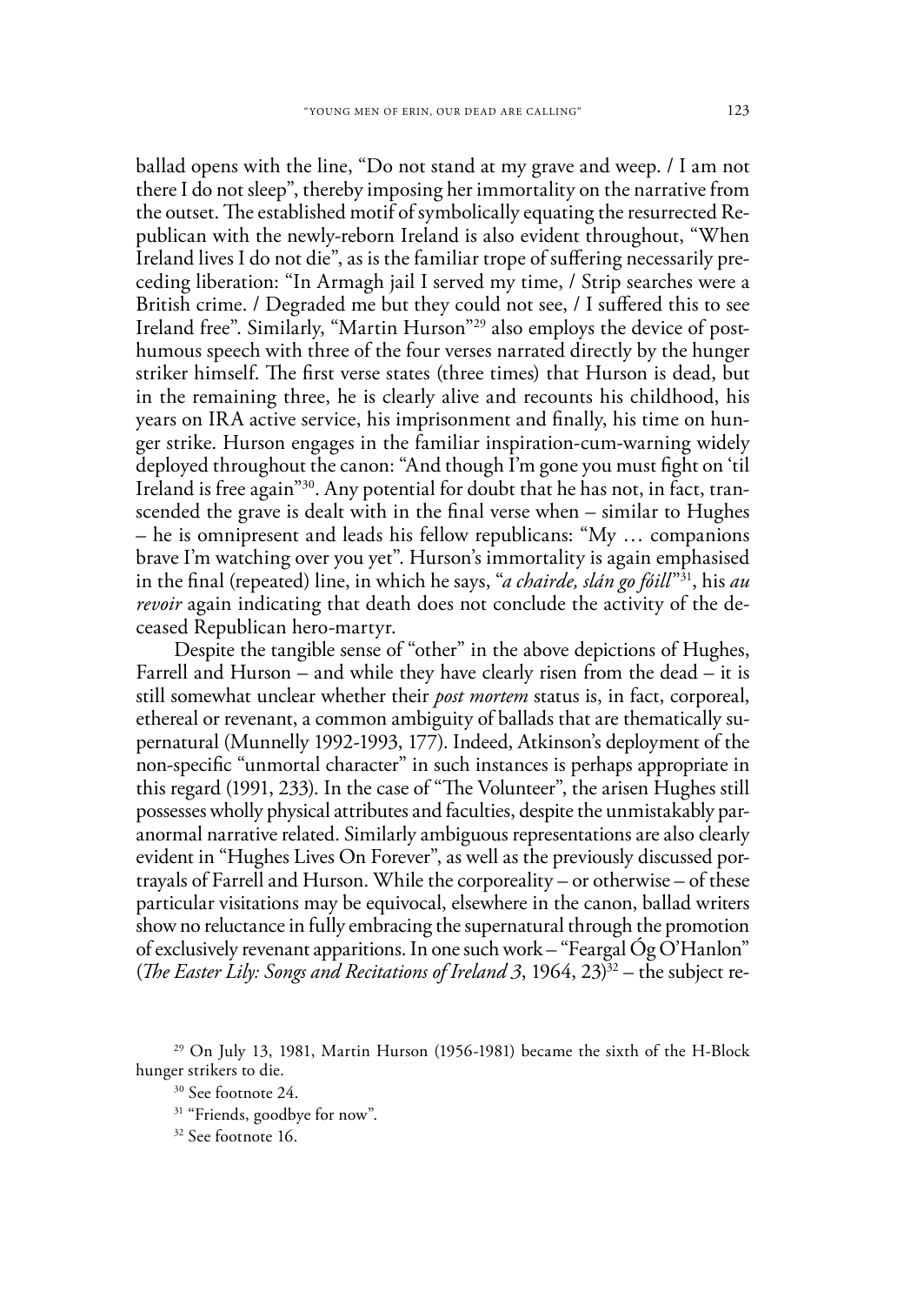ballad opens with the line, "Do not stand at my grave and weep. / I am not there I do not sleep", thereby imposing her immortality on the narrative from the outset. The established motif of symbolically equating the resurrected Republican with the newly-reborn Ireland is also evident throughout, "When Ireland lives I do not die", as is the familiar trope of suffering necessarily preceding liberation: "In Armagh jail I served my time, / Strip searches were a British crime. / Degraded me but they could not see, / I suffered this to see Ireland free". Similarly, "Martin Hurson"[29] also employs the device of posthumous speech with three of the four verses narrated directly by the hunger striker himself. The first verse states (three times) that Hurson is dead, but in the remaining three, he is clearly alive and recounts his childhood, his years on IRA active service, his imprisonment and finally, his time on hunger strike. Hurson engages in the familiar inspiration-cum-warning widely deployed throughout the canon: "And though I'm gone you must fight on 'til Ireland is free again"[30]. Any potential for doubt that he has not, in fact, transcended the grave is dealt with in the final verse when – similar to Hughes – he is omnipresent and leads his fellow republicans: "My … companions brave I'm watching over you yet". Hurson's immortality is again emphasised in the final (repeated) line, in which he says, "*a chairde, slán go fóill*"[31], his *au revoir* again indicating that death does not conclude the activity of the deceased Republican hero-martyr.

Despite the tangible sense of "other" in the above depictions of Hughes, Farrell and Hurson – and while they have clearly risen from the dead – it is still somewhat unclear whether their *post mortem* status is, in fact, corporeal, ethereal or revenant, a common ambiguity of ballads that are thematically supernatural (Munnelly 1992-1993, 177). Indeed, Atkinson's deployment of the non-specific "unmortal character" in such instances is perhaps appropriate in this regard (1991, 233). In the case of "The Volunteer", the arisen Hughes still possesses wholly physical attributes and faculties, despite the unmistakably paranormal narrative related. Similarly ambiguous representations are also clearly evident in "Hughes Lives On Forever", as well as the previously discussed portrayals of Farrell and Hurson. While the corporeality – or otherwise – of these particular visitations may be equivocal, elsewhere in the canon, ballad writers show no reluctance in fully embracing the supernatural through the promotion of exclusively revenant apparitions. In one such work – "Feargal Óg O'Hanlon" (*The Easter Lily: Songs and Recitations of Ireland 3*, 1964, 23)[32] – the subject re-

[29] On July 13, 1981, Martin Hurson (1956-1981) became the sixth of the H-Block hunger strikers to die.

[30] See footnote 24.

[31] "Friends, goodbye for now".

[32] See footnote 16.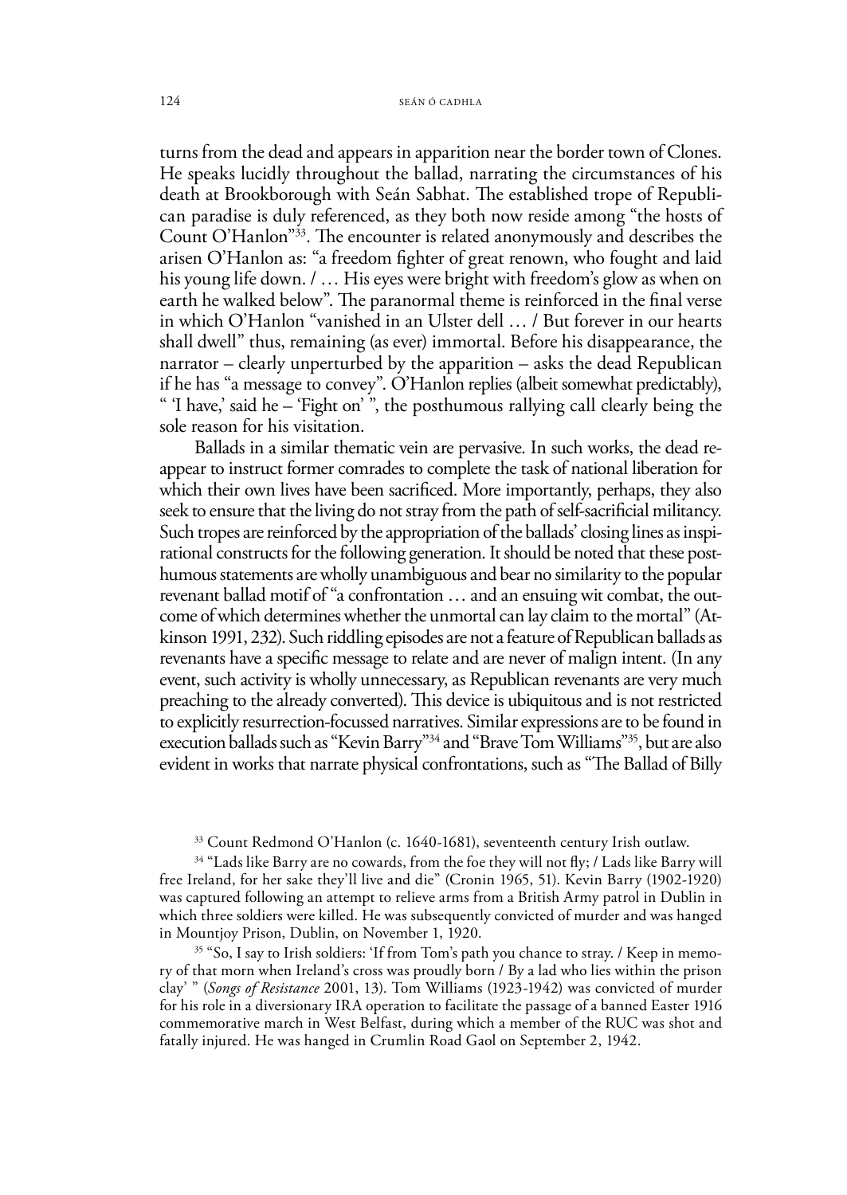turns from the dead and appears in apparition near the border town of Clones. He speaks lucidly throughout the ballad, narrating the circumstances of his death at Brookborough with Seán Sabhat. The established trope of Republican paradise is duly referenced, as they both now reside among "the hosts of Count O'Hanlon"[33]. The encounter is related anonymously and describes the arisen O'Hanlon as: "a freedom fighter of great renown, who fought and laid his young life down. / … His eyes were bright with freedom's glow as when on earth he walked below". The paranormal theme is reinforced in the final verse in which O'Hanlon "vanished in an Ulster dell … / But forever in our hearts shall dwell" thus, remaining (as ever) immortal. Before his disappearance, the narrator – clearly unperturbed by the apparition – asks the dead Republican if he has "a message to convey". O'Hanlon replies (albeit somewhat predictably), " 'I have,' said he – 'Fight on' ", the posthumous rallying call clearly being the sole reason for his visitation.

Ballads in a similar thematic vein are pervasive. In such works, the dead reappear to instruct former comrades to complete the task of national liberation for which their own lives have been sacrificed. More importantly, perhaps, they also seek to ensure that the living do not stray from the path of self-sacrificial militancy. Such tropes are reinforced by the appropriation of the ballads' closing lines as inspirational constructs for the following generation. It should be noted that these posthumous statements are wholly unambiguous and bear no similarity to the popular revenant ballad motif of "a confrontation … and an ensuing wit combat, the outcome of which determines whether the unmortal can lay claim to the mortal" (Atkinson 1991, 232). Such riddling episodes are not a feature of Republican ballads as revenants have a specific message to relate and are never of malign intent. (In any event, such activity is wholly unnecessary, as Republican revenants are very much preaching to the already converted). This device is ubiquitous and is not restricted to explicitly resurrection-focussed narratives. Similar expressions are to be found in execution ballads such as "Kevin Barry"[34] and "Brave Tom Williams"[35], but are also evident in works that narrate physical confrontations, such as "The Ballad of Billy

[33] Count Redmond O'Hanlon (c. 1640-1681), seventeenth century Irish outlaw.

[34] "Lads like Barry are no cowards, from the foe they will not fly; / Lads like Barry will free Ireland, for her sake they'll live and die" (Cronin 1965, 51). Kevin Barry (1902-1920) was captured following an attempt to relieve arms from a British Army patrol in Dublin in which three soldiers were killed. He was subsequently convicted of murder and was hanged in Mountjoy Prison, Dublin, on November 1, 1920.

[35] "So, I say to Irish soldiers: 'If from Tom's path you chance to stray. / Keep in memory of that morn when Ireland's cross was proudly born / By a lad who lies within the prison clay' " (*Songs of Resistance* 2001, 13). Tom Williams (1923-1942) was convicted of murder for his role in a diversionary IRA operation to facilitate the passage of a banned Easter 1916 commemorative march in West Belfast, during which a member of the RUC was shot and fatally injured. He was hanged in Crumlin Road Gaol on September 2, 1942.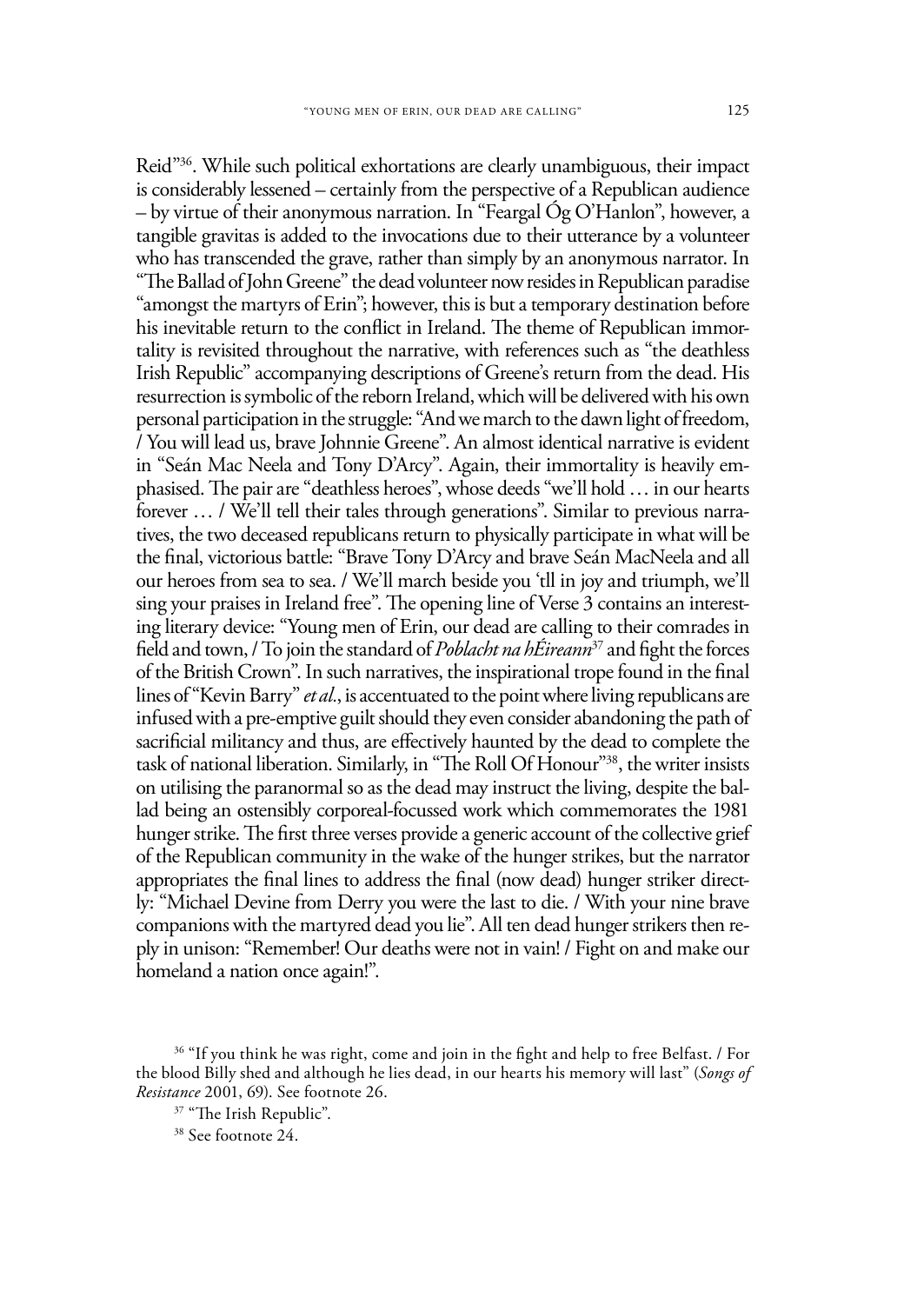Reid"[36]. While such political exhortations are clearly unambiguous, their impact is considerably lessened – certainly from the perspective of a Republican audience – by virtue of their anonymous narration. In "Feargal Óg O'Hanlon", however, a tangible gravitas is added to the invocations due to their utterance by a volunteer who has transcended the grave, rather than simply by an anonymous narrator. In "The Ballad of John Greene" the dead volunteer now resides in Republican paradise "amongst the martyrs of Erin"; however, this is but a temporary destination before his inevitable return to the conflict in Ireland. The theme of Republican immortality is revisited throughout the narrative, with references such as "the deathless Irish Republic" accompanying descriptions of Greene's return from the dead. His resurrection is symbolic of the reborn Ireland, which will be delivered with his own personal participation in the struggle: "And we march to the dawn light of freedom, / You will lead us, brave Johnnie Greene". An almost identical narrative is evident in "Seán Mac Neela and Tony D'Arcy". Again, their immortality is heavily emphasised. The pair are "deathless heroes", whose deeds "we'll hold … in our hearts forever … / We'll tell their tales through generations". Similar to previous narratives, the two deceased republicans return to physically participate in what will be the final, victorious battle: "Brave Tony D'Arcy and brave Seán MacNeela and all our heroes from sea to sea. / We'll march beside you 'tll in joy and triumph, we'll sing your praises in Ireland free". The opening line of Verse 3 contains an interesting literary device: "Young men of Erin, our dead are calling to their comrades in field and town, / To join the standard of *Poblacht na hÉireann*[37] and fight the forces of the British Crown". In such narratives, the inspirational trope found in the final lines of "Kevin Barry" *et al.*, is accentuated to the point where living republicans are infused with a pre-emptive guilt should they even consider abandoning the path of sacrificial militancy and thus, are effectively haunted by the dead to complete the task of national liberation. Similarly, in "The Roll Of Honour"[38], the writer insists on utilising the paranormal so as the dead may instruct the living, despite the ballad being an ostensibly corporeal-focussed work which commemorates the 1981 hunger strike. The first three verses provide a generic account of the collective grief of the Republican community in the wake of the hunger strikes, but the narrator appropriates the final lines to address the final (now dead) hunger striker directly: "Michael Devine from Derry you were the last to die. / With your nine brave companions with the martyred dead you lie". All ten dead hunger strikers then reply in unison: "Remember! Our deaths were not in vain! / Fight on and make our homeland a nation once again!".

[36] "If you think he was right, come and join in the fight and help to free Belfast. / For the blood Billy shed and although he lies dead, in our hearts his memory will last" (*Songs of Resistance* 2001, 69). See footnote 26.

[37] "The Irish Republic".

[38] See footnote 24.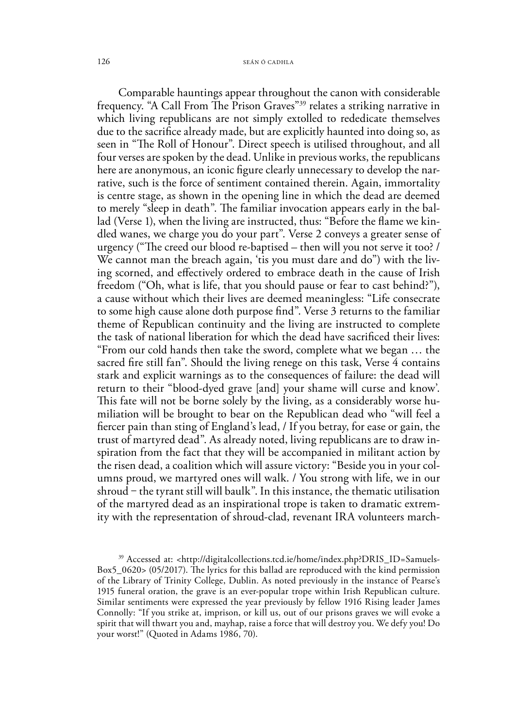Comparable hauntings appear throughout the canon with considerable frequency. "A Call From The Prison Graves"[39] relates a striking narrative in which living republicans are not simply extolled to rededicate themselves due to the sacrifice already made, but are explicitly haunted into doing so, as seen in "The Roll of Honour". Direct speech is utilised throughout, and all four verses are spoken by the dead. Unlike in previous works, the republicans here are anonymous, an iconic figure clearly unnecessary to develop the narrative, such is the force of sentiment contained therein. Again, immortality is centre stage, as shown in the opening line in which the dead are deemed to merely "sleep in death". The familiar invocation appears early in the ballad (Verse 1), when the living are instructed, thus: "Before the flame we kindled wanes, we charge you do your part". Verse 2 conveys a greater sense of urgency ("The creed our blood re-baptised – then will you not serve it too? / We cannot man the breach again, 'tis you must dare and do") with the living scorned, and effectively ordered to embrace death in the cause of Irish freedom ("Oh, what is life, that you should pause or fear to cast behind?"), a cause without which their lives are deemed meaningless: "Life consecrate to some high cause alone doth purpose find". Verse 3 returns to the familiar theme of Republican continuity and the living are instructed to complete the task of national liberation for which the dead have sacrificed their lives: "From our cold hands then take the sword, complete what we began … the sacred fire still fan". Should the living renege on this task, Verse 4 contains stark and explicit warnings as to the consequences of failure: the dead will return to their "blood-dyed grave [and] your shame will curse and know'. This fate will not be borne solely by the living, as a considerably worse humiliation will be brought to bear on the Republican dead who "will feel a fiercer pain than sting of England's lead, / If you betray, for ease or gain, the trust of martyred dead". As already noted, living republicans are to draw inspiration from the fact that they will be accompanied in militant action by the risen dead, a coalition which will assure victory: "Beside you in your columns proud, we martyred ones will walk. / You strong with life, we in our shroud – the tyrant still will baulk". In this instance, the thematic utilisation of the martyred dead as an inspirational trope is taken to dramatic extremity with the representation of shroud-clad, revenant IRA volunteers march-

[39] Accessed at: <http://digitalcollections.tcd.ie/home/index.php?DRIS_ID=Samuels-Box5_0620> (05/2017). The lyrics for this ballad are reproduced with the kind permission of the Library of Trinity College, Dublin. As noted previously in the instance of Pearse's 1915 funeral oration, the grave is an ever-popular trope within Irish Republican culture. Similar sentiments were expressed the year previously by fellow 1916 Rising leader James Connolly: "If you strike at, imprison, or kill us, out of our prisons graves we will evoke a spirit that will thwart you and, mayhap, raise a force that will destroy you. We defy you! Do your worst!" (Quoted in Adams 1986, 70).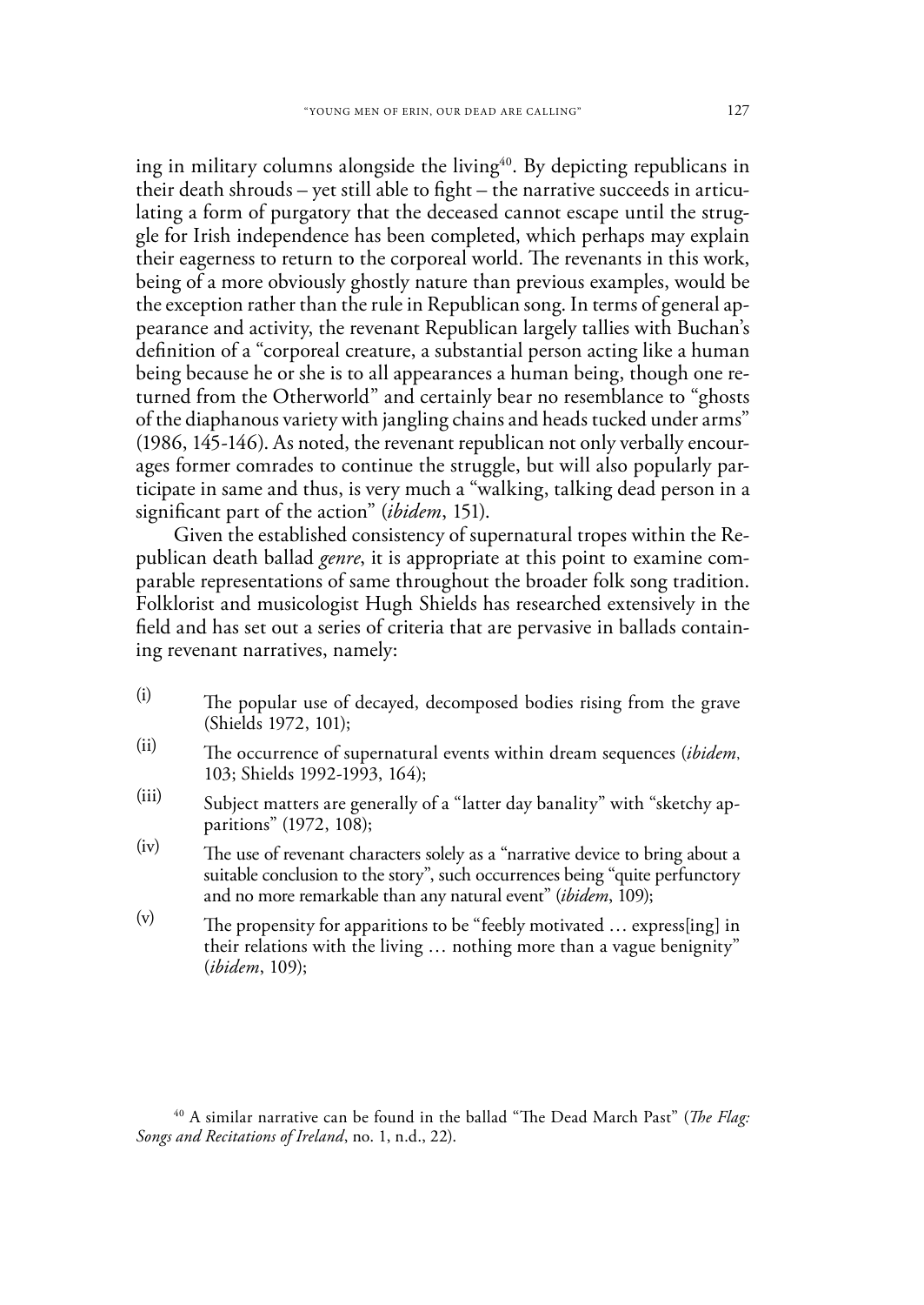ing in military columns alongside the living[40]. By depicting republicans in their death shrouds – yet still able to fight – the narrative succeeds in articulating a form of purgatory that the deceased cannot escape until the struggle for Irish independence has been completed, which perhaps may explain their eagerness to return to the corporeal world. The revenants in this work, being of a more obviously ghostly nature than previous examples, would be the exception rather than the rule in Republican song. In terms of general appearance and activity, the revenant Republican largely tallies with Buchan's definition of a "corporeal creature, a substantial person acting like a human being because he or she is to all appearances a human being, though one returned from the Otherworld" and certainly bear no resemblance to "ghosts of the diaphanous variety with jangling chains and heads tucked under arms" (1986, 145-146). As noted, the revenant republican not only verbally encourages former comrades to continue the struggle, but will also popularly participate in same and thus, is very much a "walking, talking dead person in a significant part of the action" (*ibidem*, 151).

Given the established consistency of supernatural tropes within the Republican death ballad *genre*, it is appropriate at this point to examine comparable representations of same throughout the broader folk song tradition. Folklorist and musicologist Hugh Shields has researched extensively in the field and has set out a series of criteria that are pervasive in ballads containing revenant narratives, namely:

(i) The popular use of decayed, decomposed bodies rising from the grave (Shields 1972, 101);

(ii) The occurrence of supernatural events within dream sequences (*ibidem*, 103; Shields 1992-1993, 164);

(iii) Subject matters are generally of a "latter day banality" with "sketchy apparitions" (1972, 108);

(iv) The use of revenant characters solely as a "narrative device to bring about a suitable conclusion to the story", such occurrences being "quite perfunctory and no more remarkable than any natural event" (*ibidem*, 109);

(v) The propensity for apparitions to be "feebly motivated … express[ing] in their relations with the living … nothing more than a vague benignity" (*ibidem*, 109);

[40] A similar narrative can be found in the ballad "The Dead March Past" (*The Flag: Songs and Recitations of Ireland*, no. 1, n.d., 22).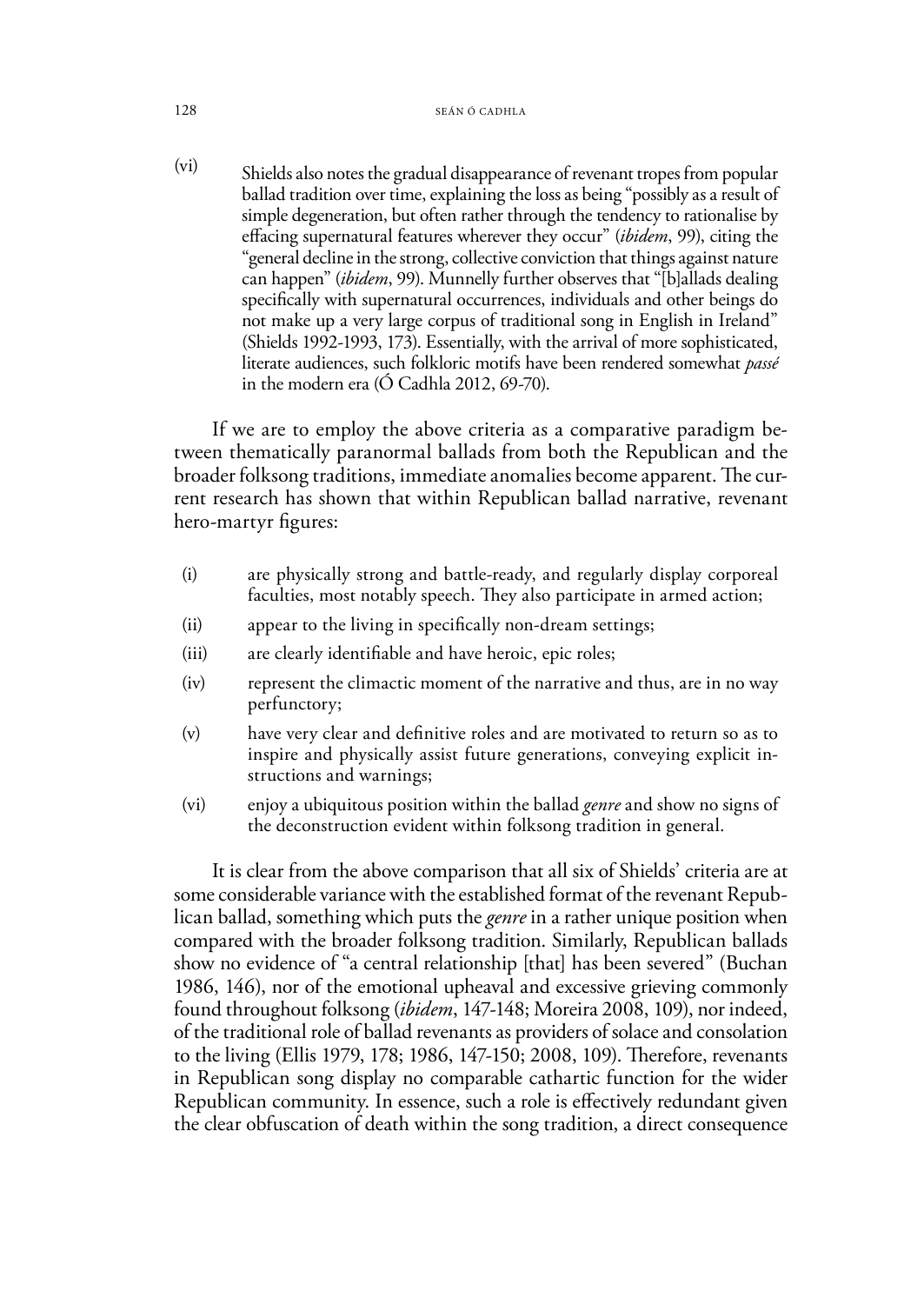(vi) Shields also notes the gradual disappearance of revenant tropes from popular ballad tradition over time, explaining the loss as being "possibly as a result of simple degeneration, but often rather through the tendency to rationalise by effacing supernatural features wherever they occur" (*ibidem*, 99), citing the "general decline in the strong, collective conviction that things against nature can happen" (*ibidem*, 99). Munnelly further observes that "[b]allads dealing specifically with supernatural occurrences, individuals and other beings do not make up a very large corpus of traditional song in English in Ireland" (Shields 1992-1993, 173). Essentially, with the arrival of more sophisticated, literate audiences, such folkloric motifs have been rendered somewhat *passé* in the modern era (Ó Cadhla 2012, 69-70).

If we are to employ the above criteria as a comparative paradigm between thematically paranormal ballads from both the Republican and the broader folksong traditions, immediate anomalies become apparent. The current research has shown that within Republican ballad narrative, revenant hero-martyr figures:

- (i) are physically strong and battle-ready, and regularly display corporeal faculties, most notably speech. They also participate in armed action;
- (ii) appear to the living in specifically non-dream settings;
- (iii) are clearly identifiable and have heroic, epic roles;
- (iv) represent the climactic moment of the narrative and thus, are in no way perfunctory;
- (v) have very clear and definitive roles and are motivated to return so as to inspire and physically assist future generations, conveying explicit instructions and warnings;
- (vi) enjoy a ubiquitous position within the ballad *genre* and show no signs of the deconstruction evident within folksong tradition in general.

It is clear from the above comparison that all six of Shields' criteria are at some considerable variance with the established format of the revenant Republican ballad, something which puts the *genre* in a rather unique position when compared with the broader folksong tradition. Similarly, Republican ballads show no evidence of "a central relationship [that] has been severed" (Buchan 1986, 146), nor of the emotional upheaval and excessive grieving commonly found throughout folksong (*ibidem*, 147-148; Moreira 2008, 109), nor indeed, of the traditional role of ballad revenants as providers of solace and consolation to the living (Ellis 1979, 178; 1986, 147-150; 2008, 109). Therefore, revenants in Republican song display no comparable cathartic function for the wider Republican community. In essence, such a role is effectively redundant given the clear obfuscation of death within the song tradition, a direct consequence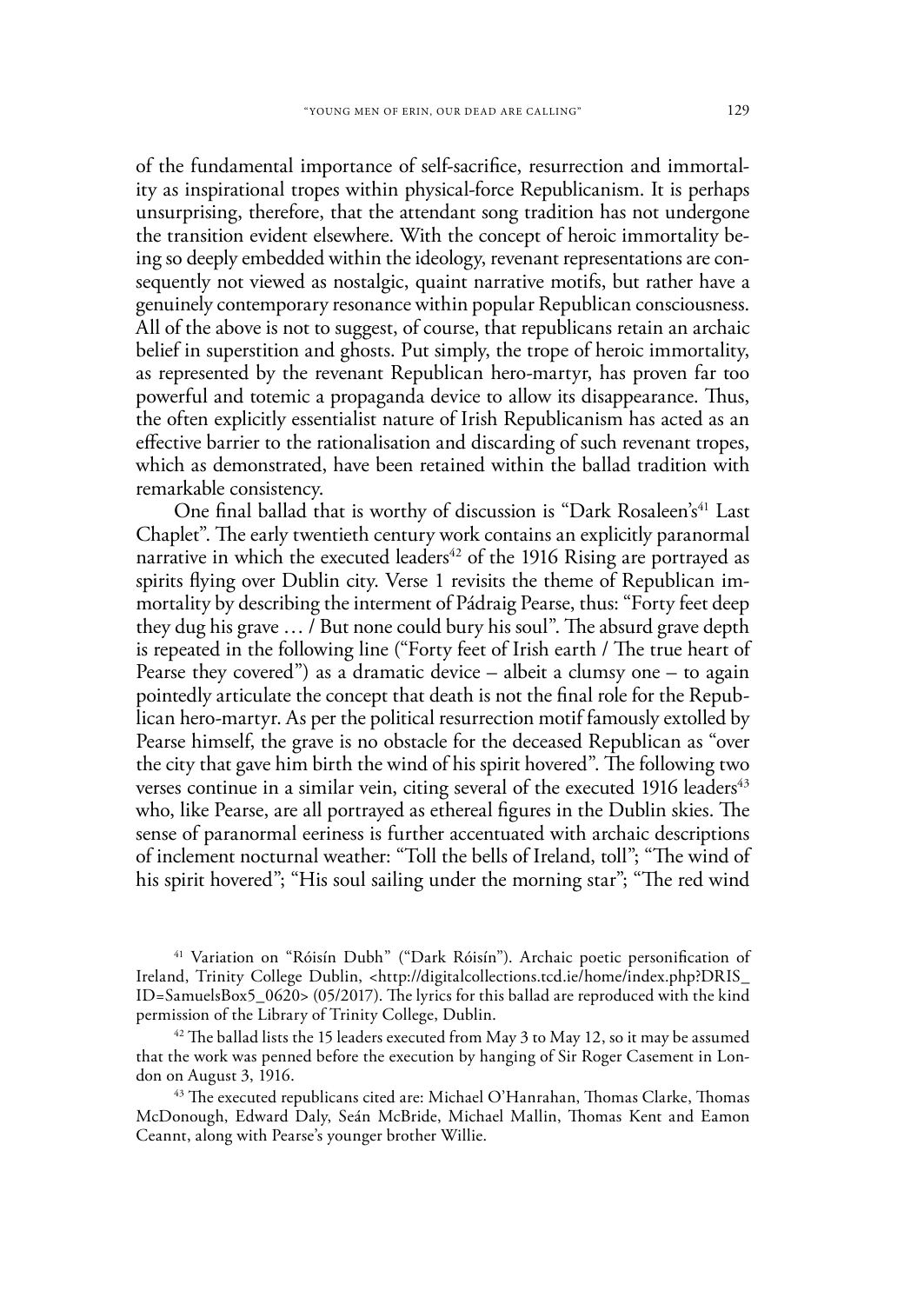of the fundamental importance of self-sacrifice, resurrection and immortality as inspirational tropes within physical-force Republicanism. It is perhaps unsurprising, therefore, that the attendant song tradition has not undergone the transition evident elsewhere. With the concept of heroic immortality being so deeply embedded within the ideology, revenant representations are consequently not viewed as nostalgic, quaint narrative motifs, but rather have a genuinely contemporary resonance within popular Republican consciousness. All of the above is not to suggest, of course, that republicans retain an archaic belief in superstition and ghosts. Put simply, the trope of heroic immortality, as represented by the revenant Republican hero-martyr, has proven far too powerful and totemic a propaganda device to allow its disappearance. Thus, the often explicitly essentialist nature of Irish Republicanism has acted as an effective barrier to the rationalisation and discarding of such revenant tropes, which as demonstrated, have been retained within the ballad tradition with remarkable consistency.

One final ballad that is worthy of discussion is "Dark Rosaleen's[41] Last Chaplet". The early twentieth century work contains an explicitly paranormal narrative in which the executed leaders[42] of the 1916 Rising are portrayed as spirits flying over Dublin city. Verse 1 revisits the theme of Republican immortality by describing the interment of Pádraig Pearse, thus: "Forty feet deep they dug his grave … / But none could bury his soul". The absurd grave depth is repeated in the following line ("Forty feet of Irish earth / The true heart of Pearse they covered") as a dramatic device – albeit a clumsy one – to again pointedly articulate the concept that death is not the final role for the Republican hero-martyr. As per the political resurrection motif famously extolled by Pearse himself, the grave is no obstacle for the deceased Republican as "over the city that gave him birth the wind of his spirit hovered". The following two verses continue in a similar vein, citing several of the executed 1916 leaders[43] who, like Pearse, are all portrayed as ethereal figures in the Dublin skies. The sense of paranormal eeriness is further accentuated with archaic descriptions of inclement nocturnal weather: "Toll the bells of Ireland, toll"; "The wind of his spirit hovered"; "His soul sailing under the morning star"; "The red wind

[41] Variation on "Róisín Dubh" ("Dark Róisín"). Archaic poetic personification of Ireland, Trinity College Dublin, <http://digitalcollections.tcd.ie/home/index.php?DRIS_ID=SamuelsBox5_0620> (05/2017). The lyrics for this ballad are reproduced with the kind permission of the Library of Trinity College, Dublin.

[42] The ballad lists the 15 leaders executed from May 3 to May 12, so it may be assumed that the work was penned before the execution by hanging of Sir Roger Casement in London on August 3, 1916.

[43] The executed republicans cited are: Michael O'Hanrahan, Thomas Clarke, Thomas McDonough, Edward Daly, Seán McBride, Michael Mallin, Thomas Kent and Eamon Ceannt, along with Pearse's younger brother Willie.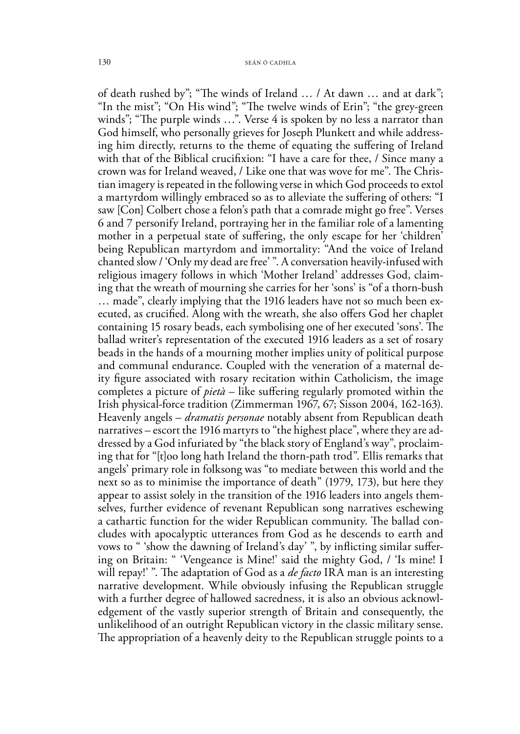of death rushed by"; "The winds of Ireland … / At dawn … and at dark"; "In the mist"; "On His wind"; "The twelve winds of Erin"; "the grey-green winds"; "The purple winds …". Verse 4 is spoken by no less a narrator than God himself, who personally grieves for Joseph Plunkett and while addressing him directly, returns to the theme of equating the suffering of Ireland with that of the Biblical crucifixion: "I have a care for thee, / Since many a crown was for Ireland weaved, / Like one that was wove for me". The Christian imagery is repeated in the following verse in which God proceeds to extol a martyrdom willingly embraced so as to alleviate the suffering of others: "I saw [Con] Colbert chose a felon's path that a comrade might go free". Verses 6 and 7 personify Ireland, portraying her in the familiar role of a lamenting mother in a perpetual state of suffering, the only escape for her 'children' being Republican martyrdom and immortality: "And the voice of Ireland chanted slow / 'Only my dead are free' ". A conversation heavily-infused with religious imagery follows in which 'Mother Ireland' addresses God, claiming that the wreath of mourning she carries for her 'sons' is "of a thorn-bush … made", clearly implying that the 1916 leaders have not so much been executed, as crucified. Along with the wreath, she also offers God her chaplet containing 15 rosary beads, each symbolising one of her executed 'sons'. The ballad writer's representation of the executed 1916 leaders as a set of rosary beads in the hands of a mourning mother implies unity of political purpose and communal endurance. Coupled with the veneration of a maternal deity figure associated with rosary recitation within Catholicism, the image completes a picture of *pietà* – like suffering regularly promoted within the Irish physical-force tradition (Zimmerman 1967, 67; Sisson 2004, 162-163). Heavenly angels – *dramatis personae* notably absent from Republican death narratives – escort the 1916 martyrs to "the highest place", where they are addressed by a God infuriated by "the black story of England's way", proclaiming that for "[t]oo long hath Ireland the thorn-path trod". Ellis remarks that angels' primary role in folksong was "to mediate between this world and the next so as to minimise the importance of death" (1979, 173), but here they appear to assist solely in the transition of the 1916 leaders into angels themselves, further evidence of revenant Republican song narratives eschewing a cathartic function for the wider Republican community. The ballad concludes with apocalyptic utterances from God as he descends to earth and vows to " 'show the dawning of Ireland's day' ", by inflicting similar suffering on Britain: " 'Vengeance is Mine!' said the mighty God, / 'Is mine! I will repay!' ". The adaptation of God as a *de facto* IRA man is an interesting narrative development. While obviously infusing the Republican struggle with a further degree of hallowed sacredness, it is also an obvious acknowledgement of the vastly superior strength of Britain and consequently, the unlikelihood of an outright Republican victory in the classic military sense. The appropriation of a heavenly deity to the Republican struggle points to a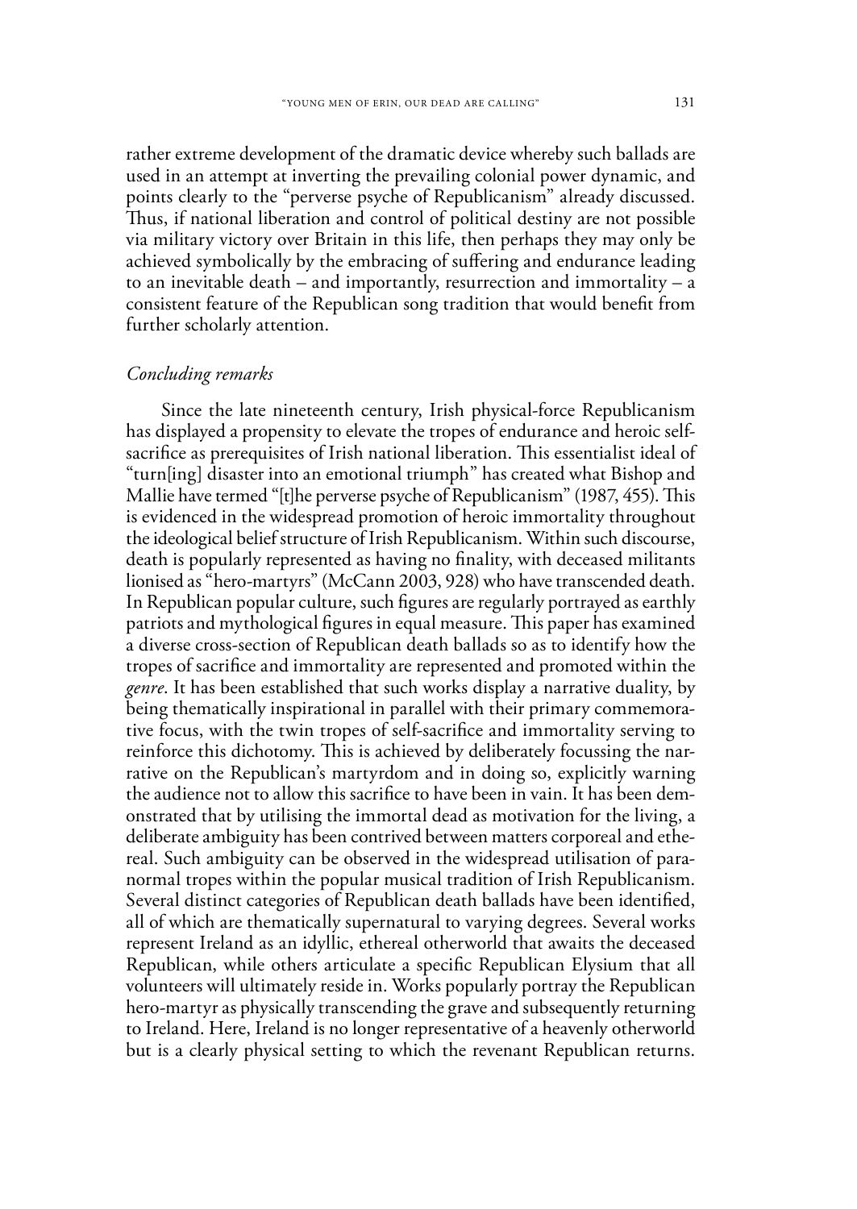rather extreme development of the dramatic device whereby such ballads are used in an attempt at inverting the prevailing colonial power dynamic, and points clearly to the "perverse psyche of Republicanism" already discussed. Thus, if national liberation and control of political destiny are not possible via military victory over Britain in this life, then perhaps they may only be achieved symbolically by the embracing of suffering and endurance leading to an inevitable death – and importantly, resurrection and immortality – a consistent feature of the Republican song tradition that would benefit from further scholarly attention.

## *Concluding remarks*

Since the late nineteenth century, Irish physical-force Republicanism has displayed a propensity to elevate the tropes of endurance and heroic self-sacrifice as prerequisites of Irish national liberation. This essentialist ideal of "turn[ing] disaster into an emotional triumph" has created what Bishop and Mallie have termed "[t]he perverse psyche of Republicanism" (1987, 455). This is evidenced in the widespread promotion of heroic immortality throughout the ideological belief structure of Irish Republicanism. Within such discourse, death is popularly represented as having no finality, with deceased militants lionised as "hero-martyrs" (McCann 2003, 928) who have transcended death. In Republican popular culture, such figures are regularly portrayed as earthly patriots and mythological figures in equal measure. This paper has examined a diverse cross-section of Republican death ballads so as to identify how the tropes of sacrifice and immortality are represented and promoted within the *genre*. It has been established that such works display a narrative duality, by being thematically inspirational in parallel with their primary commemorative focus, with the twin tropes of self-sacrifice and immortality serving to reinforce this dichotomy. This is achieved by deliberately focussing the narrative on the Republican's martyrdom and in doing so, explicitly warning the audience not to allow this sacrifice to have been in vain. It has been demonstrated that by utilising the immortal dead as motivation for the living, a deliberate ambiguity has been contrived between matters corporeal and ethereal. Such ambiguity can be observed in the widespread utilisation of paranormal tropes within the popular musical tradition of Irish Republicanism. Several distinct categories of Republican death ballads have been identified, all of which are thematically supernatural to varying degrees. Several works represent Ireland as an idyllic, ethereal otherworld that awaits the deceased Republican, while others articulate a specific Republican Elysium that all volunteers will ultimately reside in. Works popularly portray the Republican hero-martyr as physically transcending the grave and subsequently returning to Ireland. Here, Ireland is no longer representative of a heavenly otherworld but is a clearly physical setting to which the revenant Republican returns.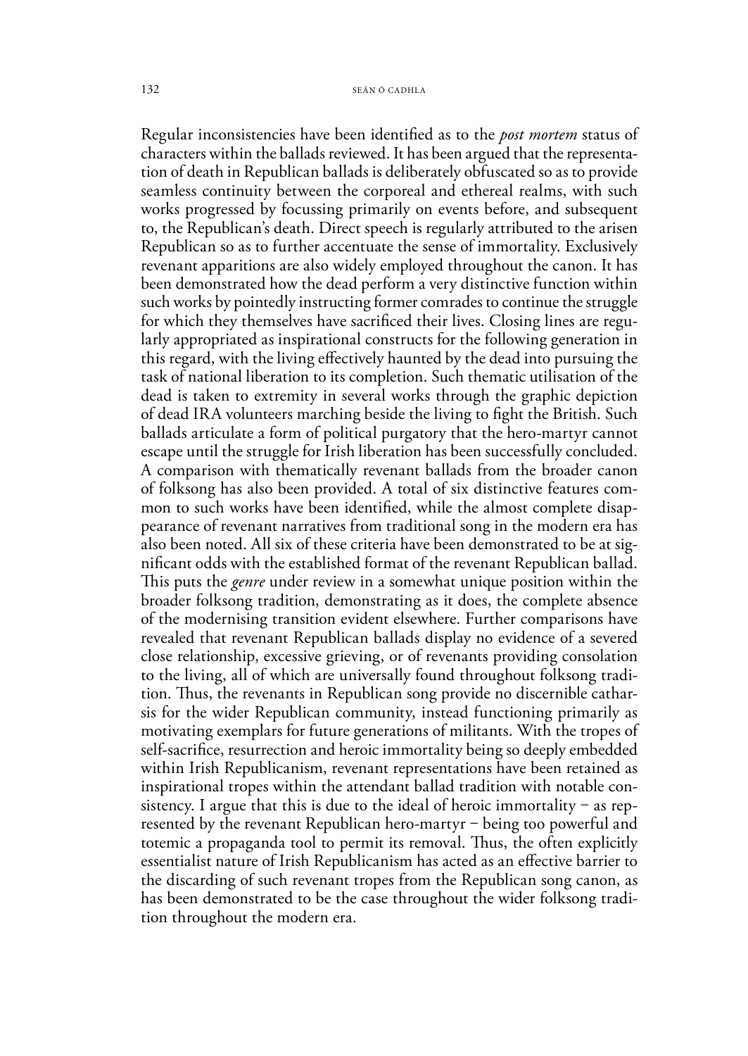Regular inconsistencies have been identified as to the *post mortem* status of characters within the ballads reviewed. It has been argued that the representation of death in Republican ballads is deliberately obfuscated so as to provide seamless continuity between the corporeal and ethereal realms, with such works progressed by focussing primarily on events before, and subsequent to, the Republican's death. Direct speech is regularly attributed to the arisen Republican so as to further accentuate the sense of immortality. Exclusively revenant apparitions are also widely employed throughout the canon. It has been demonstrated how the dead perform a very distinctive function within such works by pointedly instructing former comrades to continue the struggle for which they themselves have sacrificed their lives. Closing lines are regularly appropriated as inspirational constructs for the following generation in this regard, with the living effectively haunted by the dead into pursuing the task of national liberation to its completion. Such thematic utilisation of the dead is taken to extremity in several works through the graphic depiction of dead IRA volunteers marching beside the living to fight the British. Such ballads articulate a form of political purgatory that the hero-martyr cannot escape until the struggle for Irish liberation has been successfully concluded. A comparison with thematically revenant ballads from the broader canon of folksong has also been provided. A total of six distinctive features common to such works have been identified, while the almost complete disappearance of revenant narratives from traditional song in the modern era has also been noted. All six of these criteria have been demonstrated to be at significant odds with the established format of the revenant Republican ballad. This puts the *genre* under review in a somewhat unique position within the broader folksong tradition, demonstrating as it does, the complete absence of the modernising transition evident elsewhere. Further comparisons have revealed that revenant Republican ballads display no evidence of a severed close relationship, excessive grieving, or of revenants providing consolation to the living, all of which are universally found throughout folksong tradition. Thus, the revenants in Republican song provide no discernible catharsis for the wider Republican community, instead functioning primarily as motivating exemplars for future generations of militants. With the tropes of self-sacrifice, resurrection and heroic immortality being so deeply embedded within Irish Republicanism, revenant representations have been retained as inspirational tropes within the attendant ballad tradition with notable consistency. I argue that this is due to the ideal of heroic immortality – as represented by the revenant Republican hero-martyr – being too powerful and totemic a propaganda tool to permit its removal. Thus, the often explicitly essentialist nature of Irish Republicanism has acted as an effective barrier to the discarding of such revenant tropes from the Republican song canon, as has been demonstrated to be the case throughout the wider folksong tradition throughout the modern era.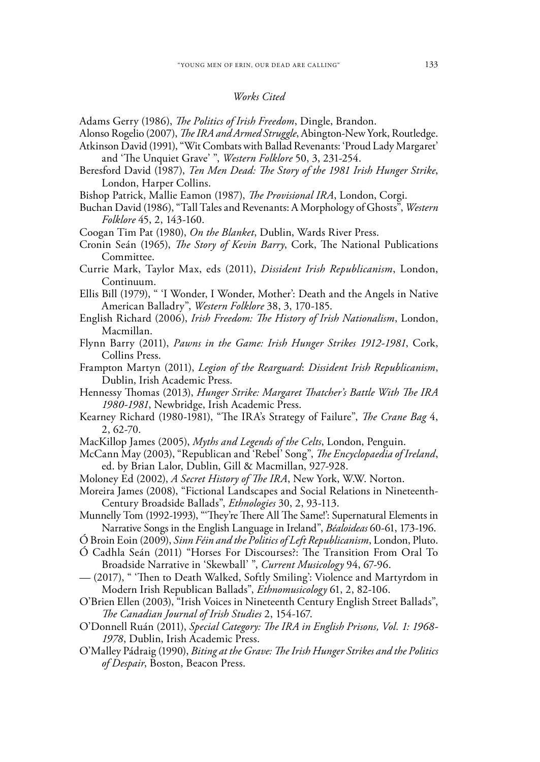*Works Cited*

Adams Gerry (1986), *The Politics of Irish Freedom*, Dingle, Brandon.

Alonso Rogelio (2007), *The IRA and Armed Struggle*, Abington-New York, Routledge.

Atkinson David (1991), "Wit Combats with Ballad Revenants: 'Proud Lady Margaret' and 'The Unquiet Grave' ", *Western Folklore* 50, 3, 231-254.

Beresford David (1987), *Ten Men Dead: The Story of the 1981 Irish Hunger Strike*, London, Harper Collins.

Bishop Patrick, Mallie Eamon (1987), *The Provisional IRA*, London, Corgi.

Buchan David (1986), "Tall Tales and Revenants: A Morphology of Ghosts", *Western Folklore* 45, 2, 143-160.

Coogan Tim Pat (1980), *On the Blanket*, Dublin, Wards River Press.

Cronin Seán (1965), *The Story of Kevin Barry*, Cork, The National Publications Committee.

Currie Mark, Taylor Max, eds (2011), *Dissident Irish Republicanism*, London, Continuum.

Ellis Bill (1979), " 'I Wonder, I Wonder, Mother': Death and the Angels in Native American Balladry", *Western Folklore* 38, 3, 170-185.

English Richard (2006), *Irish Freedom: The History of Irish Nationalism*, London, Macmillan.

Flynn Barry (2011), *Pawns in the Game: Irish Hunger Strikes 1912-1981*, Cork, Collins Press.

Frampton Martyn (2011), *Legion of the Rearguard*: *Dissident Irish Republicanism*, Dublin, Irish Academic Press.

Hennessy Thomas (2013), *Hunger Strike: Margaret Thatcher's Battle With The IRA 1980-1981*, Newbridge, Irish Academic Press.

Kearney Richard (1980-1981), "The IRA's Strategy of Failure", *The Crane Bag* 4, 2, 62-70.

MacKillop James (2005), *Myths and Legends of the Celts*, London, Penguin.

McCann May (2003), "Republican and 'Rebel' Song", *The Encyclopaedia of Ireland*, ed. by Brian Lalor, Dublin, Gill & Macmillan, 927-928.

Moloney Ed (2002), *A Secret History of The IRA*, New York, W.W. Norton.

Moreira James (2008), "Fictional Landscapes and Social Relations in Nineteenth-Century Broadside Ballads", *Ethnologies* 30, 2, 93-113.

Munnelly Tom (1992-1993), "'They're There All The Same!': Supernatural Elements in Narrative Songs in the English Language in Ireland", *Béaloideas* 60-61, 173-196.

Ó Broin Eoin (2009), *Sinn Féin and the Politics of Left Republicanism*, London, Pluto.

Ó Cadhla Seán (2011) "Horses For Discourses?: The Transition From Oral To Broadside Narrative in 'Skewball' ", *Current Musicology* 94, 67-96.

— (2017), " 'Then to Death Walked, Softly Smiling': Violence and Martyrdom in Modern Irish Republican Ballads", *Ethnomusicology* 61, 2, 82-106.

O'Brien Ellen (2003), "Irish Voices in Nineteenth Century English Street Ballads", *The Canadian Journal of Irish Studies* 2, 154-167.

O'Donnell Ruán (2011), *Special Category: The IRA in English Prisons, Vol. 1: 1968-1978*, Dublin, Irish Academic Press.

O'Malley Pádraig (1990), *Biting at the Grave: The Irish Hunger Strikes and the Politics of Despair*, Boston, Beacon Press.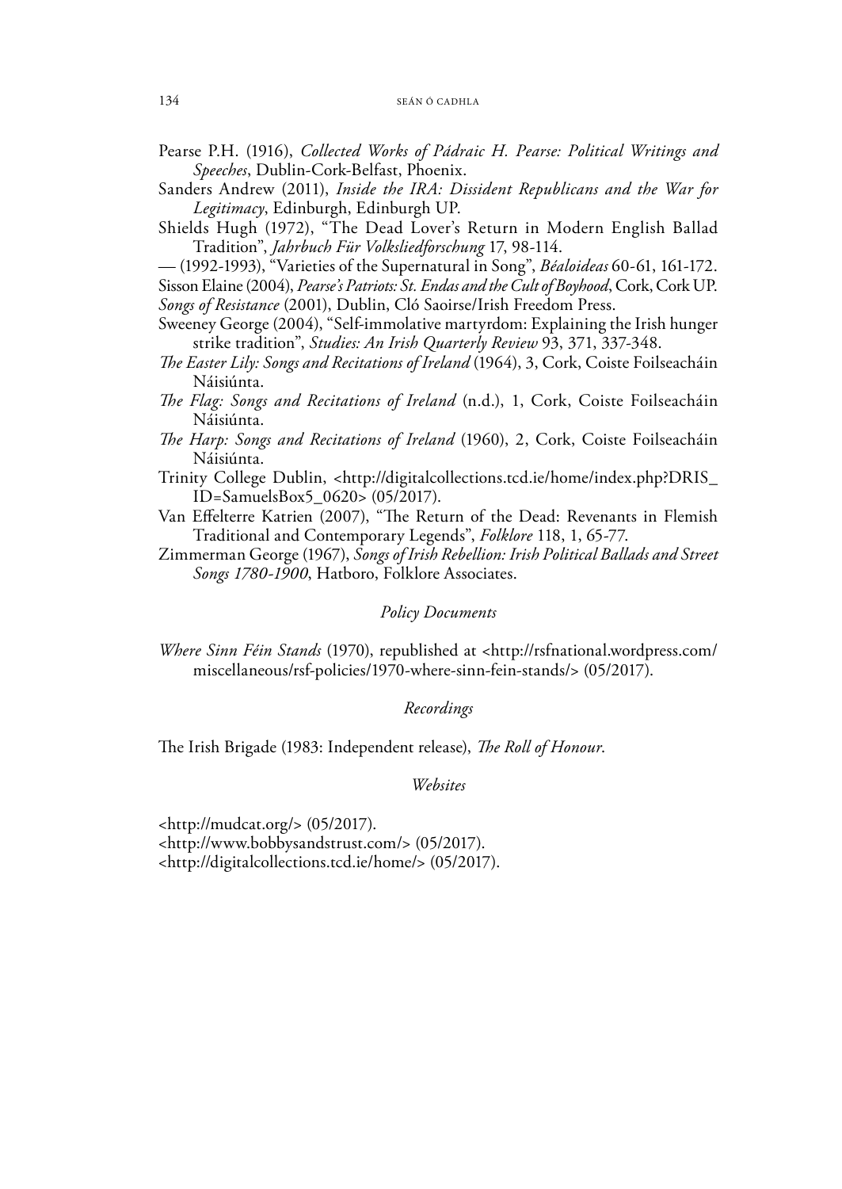Pearse P.H. (1916), *Collected Works of Pádraic H. Pearse: Political Writings and Speeches*, Dublin-Cork-Belfast, Phoenix.

Sanders Andrew (2011), *Inside the IRA: Dissident Republicans and the War for Legitimacy*, Edinburgh, Edinburgh UP.

Shields Hugh (1972), "The Dead Lover's Return in Modern English Ballad Tradition", *Jahrbuch Für Volksliedforschung* 17, 98-114.

— (1992-1993), "Varieties of the Supernatural in Song", *Béaloideas* 60-61, 161-172.

Sisson Elaine (2004), *Pearse's Patriots: St. Endas and the Cult of Boyhood*, Cork, Cork UP.

*Songs of Resistance* (2001), Dublin, Cló Saoirse/Irish Freedom Press.

Sweeney George (2004), "Self-immolative martyrdom: Explaining the Irish hunger strike tradition", *Studies: An Irish Quarterly Review* 93, 371, 337-348.

*The Easter Lily: Songs and Recitations of Ireland* (1964), 3, Cork, Coiste Foilseacháin Náisiúnta.

*The Flag: Songs and Recitations of Ireland* (n.d.), 1, Cork, Coiste Foilseacháin Náisiúnta.

*The Harp: Songs and Recitations of Ireland* (1960), 2, Cork, Coiste Foilseacháin Náisiúnta.

Trinity College Dublin, <http://digitalcollections.tcd.ie/home/index.php?DRIS_ID=SamuelsBox5_0620> (05/2017).

Van Effelterre Katrien (2007), "The Return of the Dead: Revenants in Flemish Traditional and Contemporary Legends", *Folklore* 118, 1, 65-77.

Zimmerman George (1967), *Songs of Irish Rebellion: Irish Political Ballads and Street Songs 1780-1900*, Hatboro, Folklore Associates.

### *Policy Documents*

*Where Sinn Féin Stands* (1970), republished at <http://rsfnational.wordpress.com/miscellaneous/rsf-policies/1970-where-sinn-fein-stands/> (05/2017).

### *Recordings*

The Irish Brigade (1983: Independent release), *The Roll of Honour*.

### *Websites*

<http://mudcat.org/> (05/2017).
<http://www.bobbysandstrust.com/> (05/2017).
<http://digitalcollections.tcd.ie/home/> (05/2017).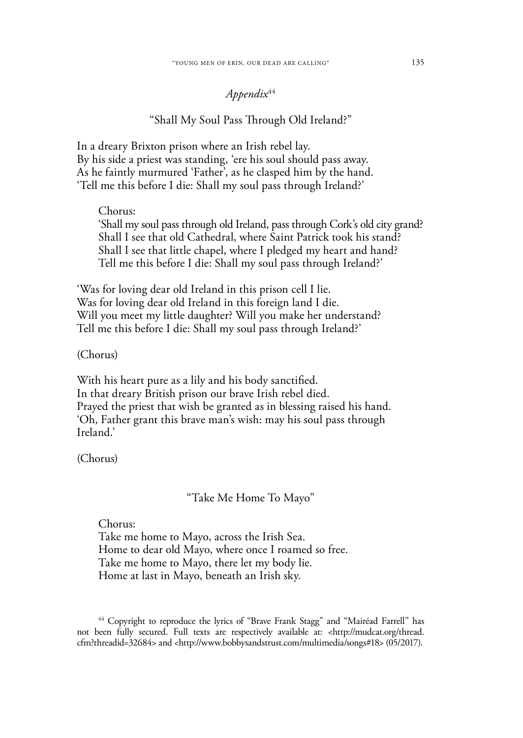## *Appendix*[44]

### "Shall My Soul Pass Through Old Ireland?"

In a dreary Brixton prison where an Irish rebel lay.
By his side a priest was standing, 'ere his soul should pass away.
As he faintly murmured 'Father', as he clasped him by the hand.
'Tell me this before I die: Shall my soul pass through Ireland?'

> Chorus:
> 'Shall my soul pass through old Ireland, pass through Cork's old city grand?
> Shall I see that old Cathedral, where Saint Patrick took his stand?
> Shall I see that little chapel, where I pledged my heart and hand?
> Tell me this before I die: Shall my soul pass through Ireland?'

'Was for loving dear old Ireland in this prison cell I lie.
Was for loving dear old Ireland in this foreign land I die.
Will you meet my little daughter? Will you make her understand?
Tell me this before I die: Shall my soul pass through Ireland?'

(Chorus)

With his heart pure as a lily and his body sanctified.
In that dreary British prison our brave Irish rebel died.
Prayed the priest that wish be granted as in blessing raised his hand.
'Oh, Father grant this brave man's wish: may his soul pass through Ireland.'

(Chorus)

### "Take Me Home To Mayo"

> Chorus:
> Take me home to Mayo, across the Irish Sea.
> Home to dear old Mayo, where once I roamed so free.
> Take me home to Mayo, there let my body lie.
> Home at last in Mayo, beneath an Irish sky.

[44] Copyright to reproduce the lyrics of "Brave Frank Stagg" and "Mairéad Farrell" has not been fully secured. Full texts are respectively available at: <http://mudcat.org/thread.cfm?threadid=32684> and <http://www.bobbysandstrust.com/multimedia/songs#18> (05/2017).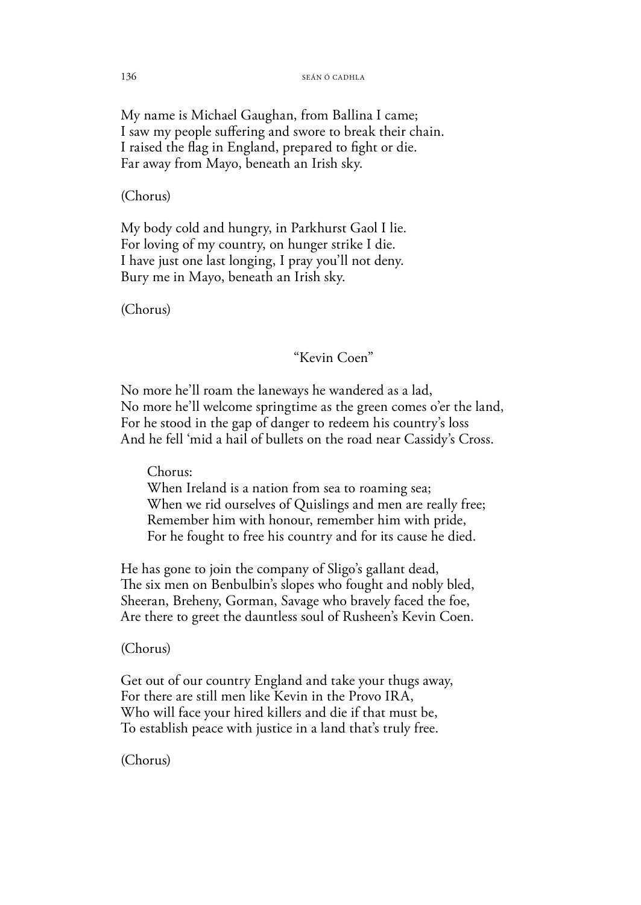My name is Michael Gaughan, from Ballina I came;  
I saw my people suffering and swore to break their chain.  
I raised the flag in England, prepared to fight or die.  
Far away from Mayo, beneath an Irish sky.

(Chorus)

My body cold and hungry, in Parkhurst Gaol I lie.  
For loving of my country, on hunger strike I die.  
I have just one last longing, I pray you'll not deny.  
Bury me in Mayo, beneath an Irish sky.

(Chorus)

"Kevin Coen"

No more he'll roam the laneways he wandered as a lad,  
No more he'll welcome springtime as the green comes o'er the land,  
For he stood in the gap of danger to redeem his country's loss  
And he fell 'mid a hail of bullets on the road near Cassidy's Cross.

> Chorus:  
> When Ireland is a nation from sea to roaming sea;  
> When we rid ourselves of Quislings and men are really free;  
> Remember him with honour, remember him with pride,  
> For he fought to free his country and for its cause he died.

He has gone to join the company of Sligo's gallant dead,  
The six men on Benbulbin's slopes who fought and nobly bled,  
Sheeran, Breheny, Gorman, Savage who bravely faced the foe,  
Are there to greet the dauntless soul of Rusheen's Kevin Coen.

(Chorus)

Get out of our country England and take your thugs away,  
For there are still men like Kevin in the Provo IRA,  
Who will face your hired killers and die if that must be,  
To establish peace with justice in a land that's truly free.

(Chorus)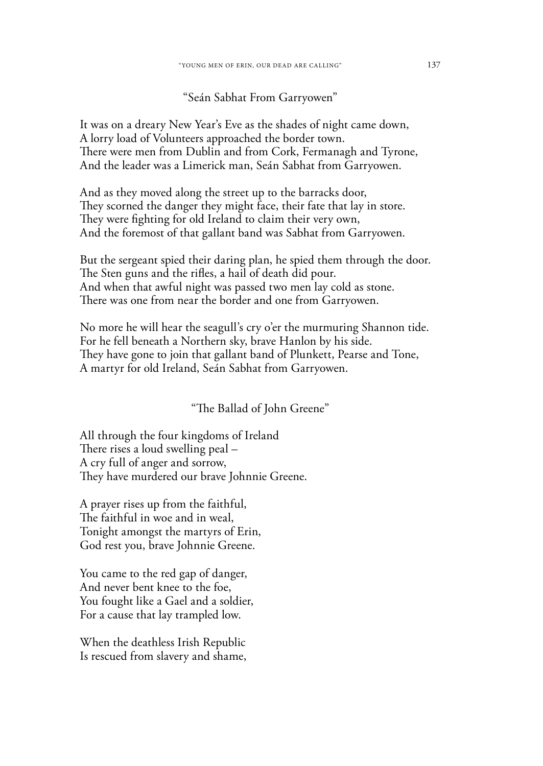### "Seán Sabhat From Garryowen"

It was on a dreary New Year's Eve as the shades of night came down,  
A lorry load of Volunteers approached the border town.  
There were men from Dublin and from Cork, Fermanagh and Tyrone,  
And the leader was a Limerick man, Seán Sabhat from Garryowen.

And as they moved along the street up to the barracks door,  
They scorned the danger they might face, their fate that lay in store.  
They were fighting for old Ireland to claim their very own,  
And the foremost of that gallant band was Sabhat from Garryowen.

But the sergeant spied their daring plan, he spied them through the door.  
The Sten guns and the rifles, a hail of death did pour.  
And when that awful night was passed two men lay cold as stone.  
There was one from near the border and one from Garryowen.

No more he will hear the seagull's cry o'er the murmuring Shannon tide.  
For he fell beneath a Northern sky, brave Hanlon by his side.  
They have gone to join that gallant band of Plunkett, Pearse and Tone,  
A martyr for old Ireland, Seán Sabhat from Garryowen.

### "The Ballad of John Greene"

All through the four kingdoms of Ireland  
There rises a loud swelling peal –  
A cry full of anger and sorrow,  
They have murdered our brave Johnnie Greene.

A prayer rises up from the faithful,  
The faithful in woe and in weal,  
Tonight amongst the martyrs of Erin,  
God rest you, brave Johnnie Greene.

You came to the red gap of danger,  
And never bent knee to the foe,  
You fought like a Gael and a soldier,  
For a cause that lay trampled low.

When the deathless Irish Republic  
Is rescued from slavery and shame,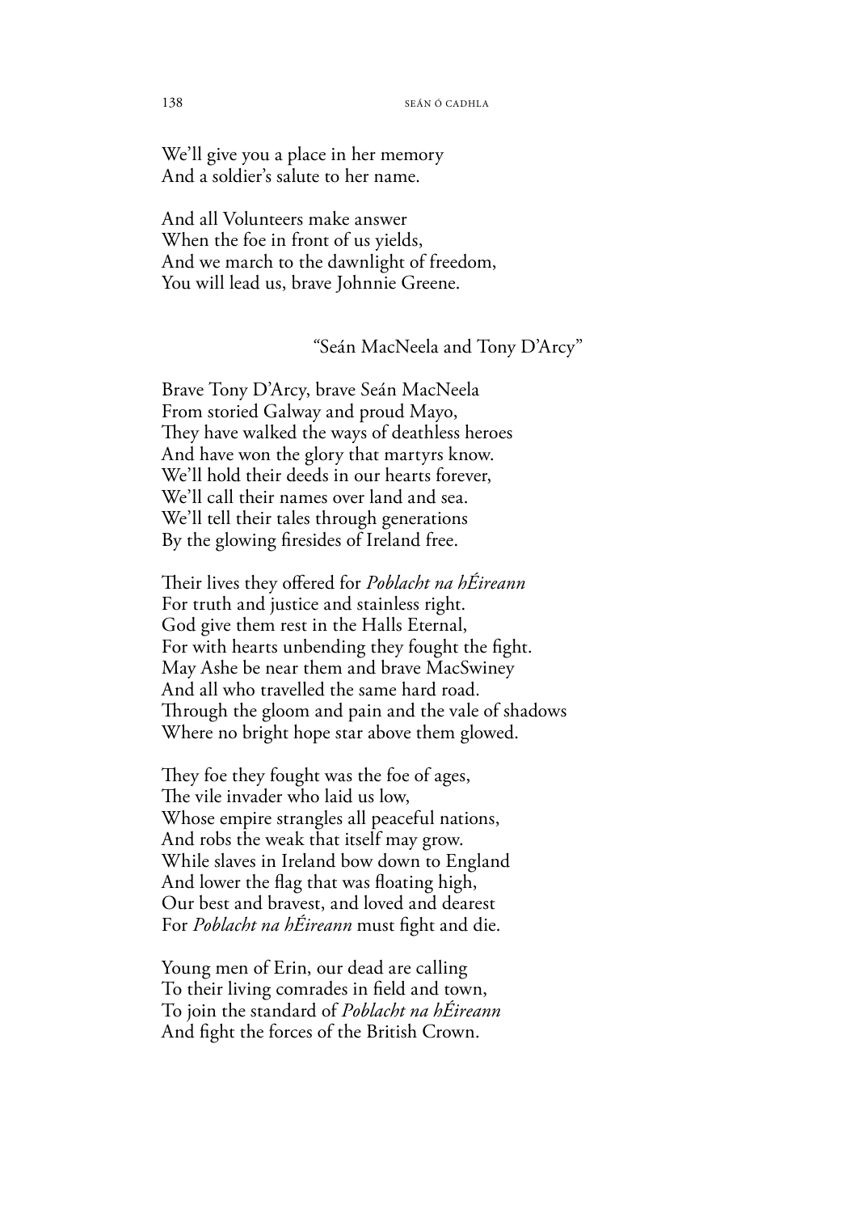We'll give you a place in her memory
And a soldier's salute to her name.

And all Volunteers make answer
When the foe in front of us yields,
And we march to the dawnlight of freedom,
You will lead us, brave Johnnie Greene.

### "Seán MacNeela and Tony D'Arcy"

Brave Tony D'Arcy, brave Seán MacNeela
From storied Galway and proud Mayo,
They have walked the ways of deathless heroes
And have won the glory that martyrs know.
We'll hold their deeds in our hearts forever,
We'll call their names over land and sea.
We'll tell their tales through generations
By the glowing firesides of Ireland free.

Their lives they offered for *Poblacht na hÉireann*
For truth and justice and stainless right.
God give them rest in the Halls Eternal,
For with hearts unbending they fought the fight.
May Ashe be near them and brave MacSwiney
And all who travelled the same hard road.
Through the gloom and pain and the vale of shadows
Where no bright hope star above them glowed.

They foe they fought was the foe of ages,
The vile invader who laid us low,
Whose empire strangles all peaceful nations,
And robs the weak that itself may grow.
While slaves in Ireland bow down to England
And lower the flag that was floating high,
Our best and bravest, and loved and dearest
For *Poblacht na hÉireann* must fight and die.

Young men of Erin, our dead are calling
To their living comrades in field and town,
To join the standard of *Poblacht na hÉireann*
And fight the forces of the British Crown.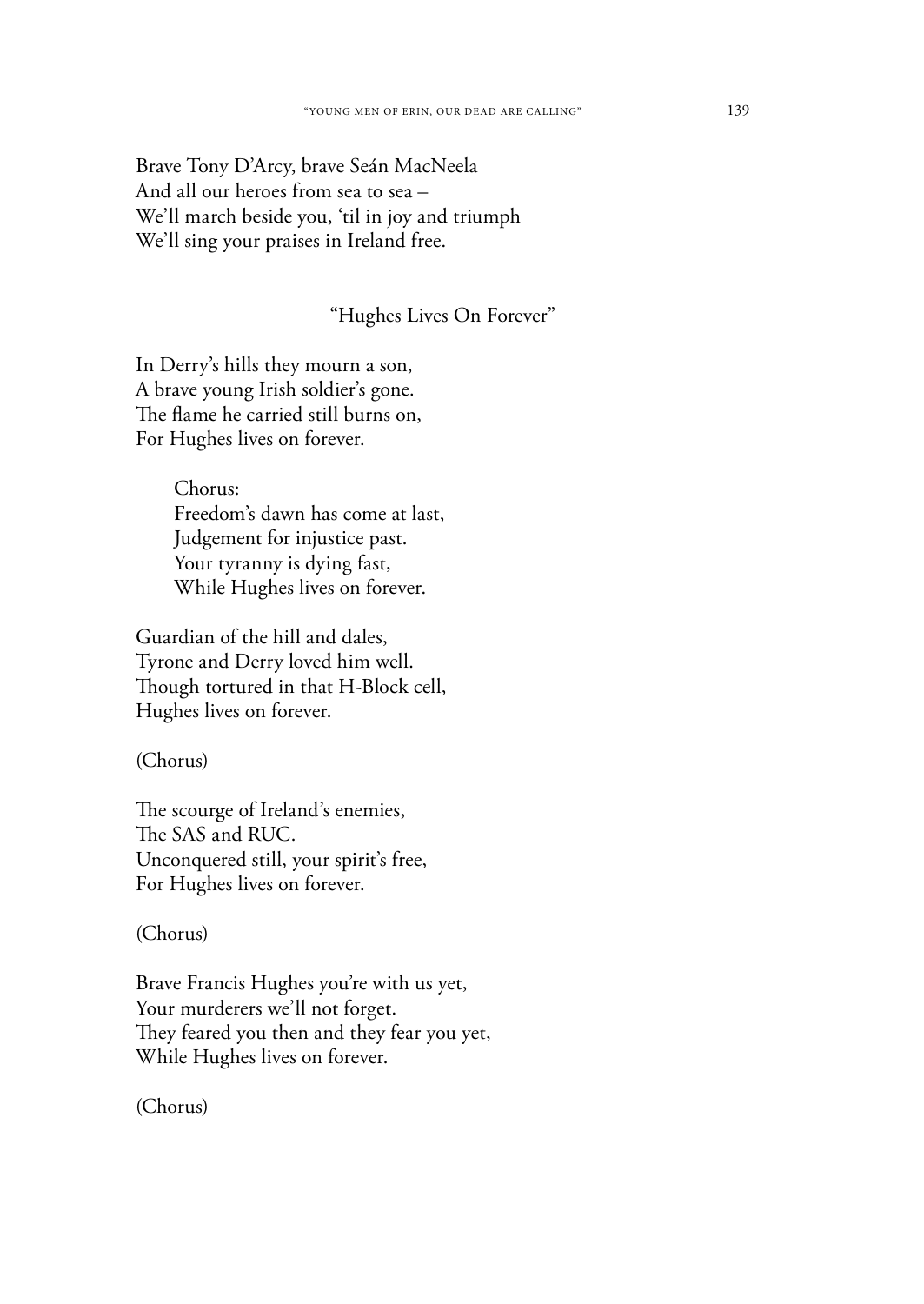Brave Tony D'Arcy, brave Seán MacNeela
And all our heroes from sea to sea –
We'll march beside you, 'til in joy and triumph
We'll sing your praises in Ireland free.

### "Hughes Lives On Forever"

In Derry's hills they mourn a son,
A brave young Irish soldier's gone.
The flame he carried still burns on,
For Hughes lives on forever.

> Chorus:
> Freedom's dawn has come at last,
> Judgement for injustice past.
> Your tyranny is dying fast,
> While Hughes lives on forever.

Guardian of the hill and dales,
Tyrone and Derry loved him well.
Though tortured in that H-Block cell,
Hughes lives on forever.

(Chorus)

The scourge of Ireland's enemies,
The SAS and RUC.
Unconquered still, your spirit's free,
For Hughes lives on forever.

(Chorus)

Brave Francis Hughes you're with us yet,
Your murderers we'll not forget.
They feared you then and they fear you yet,
While Hughes lives on forever.

(Chorus)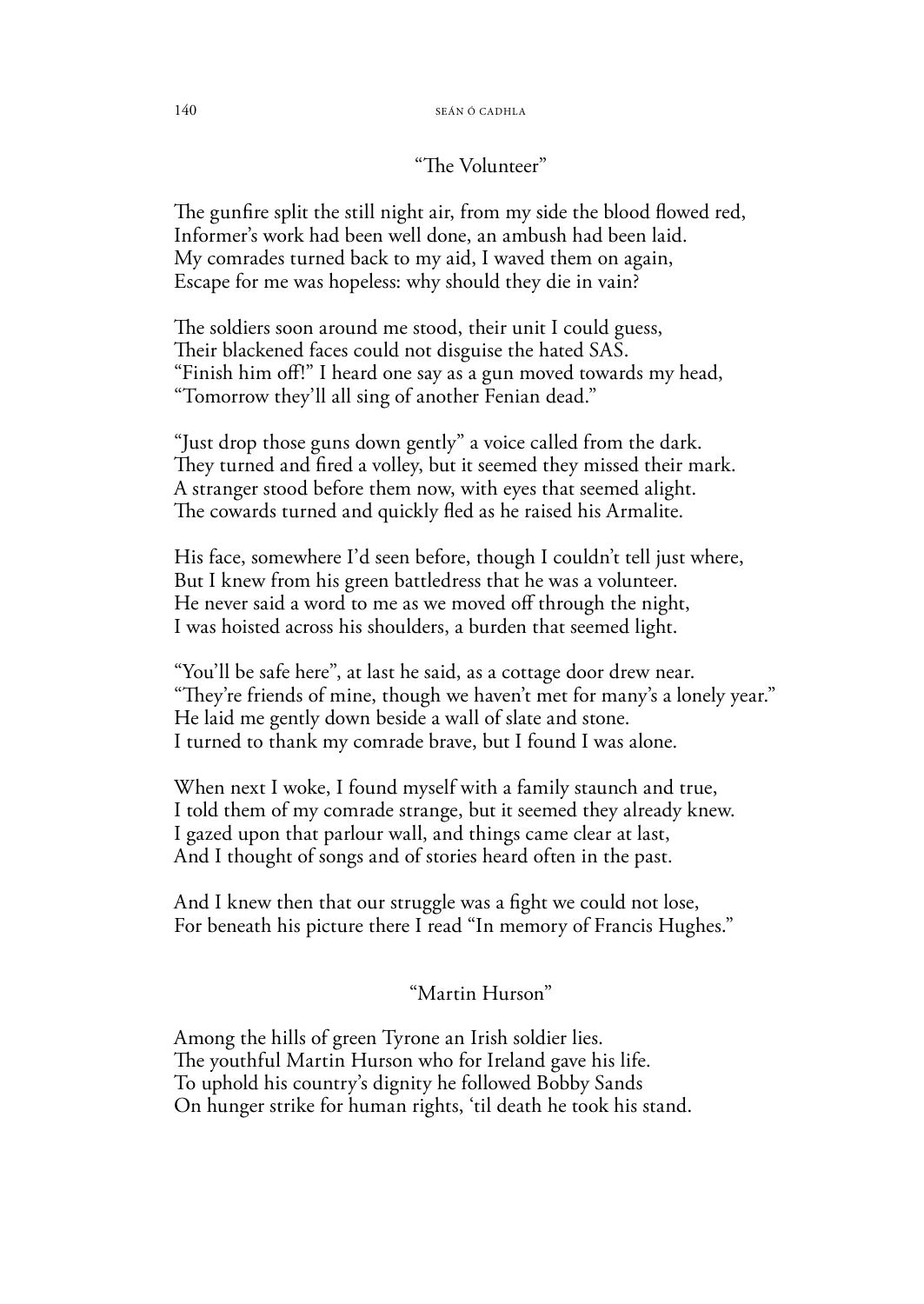## "The Volunteer"

The gunfire split the still night air, from my side the blood flowed red,
Informer's work had been well done, an ambush had been laid.
My comrades turned back to my aid, I waved them on again,
Escape for me was hopeless: why should they die in vain?

The soldiers soon around me stood, their unit I could guess,
Their blackened faces could not disguise the hated SAS.
"Finish him off!" I heard one say as a gun moved towards my head,
"Tomorrow they'll all sing of another Fenian dead."

"Just drop those guns down gently" a voice called from the dark.
They turned and fired a volley, but it seemed they missed their mark.
A stranger stood before them now, with eyes that seemed alight.
The cowards turned and quickly fled as he raised his Armalite.

His face, somewhere I'd seen before, though I couldn't tell just where,
But I knew from his green battledress that he was a volunteer.
He never said a word to me as we moved off through the night,
I was hoisted across his shoulders, a burden that seemed light.

"You'll be safe here", at last he said, as a cottage door drew near.
"They're friends of mine, though we haven't met for many's a lonely year."
He laid me gently down beside a wall of slate and stone.
I turned to thank my comrade brave, but I found I was alone.

When next I woke, I found myself with a family staunch and true,
I told them of my comrade strange, but it seemed they already knew.
I gazed upon that parlour wall, and things came clear at last,
And I thought of songs and of stories heard often in the past.

And I knew then that our struggle was a fight we could not lose,
For beneath his picture there I read "In memory of Francis Hughes."

## "Martin Hurson"

Among the hills of green Tyrone an Irish soldier lies.
The youthful Martin Hurson who for Ireland gave his life.
To uphold his country's dignity he followed Bobby Sands
On hunger strike for human rights, 'til death he took his stand.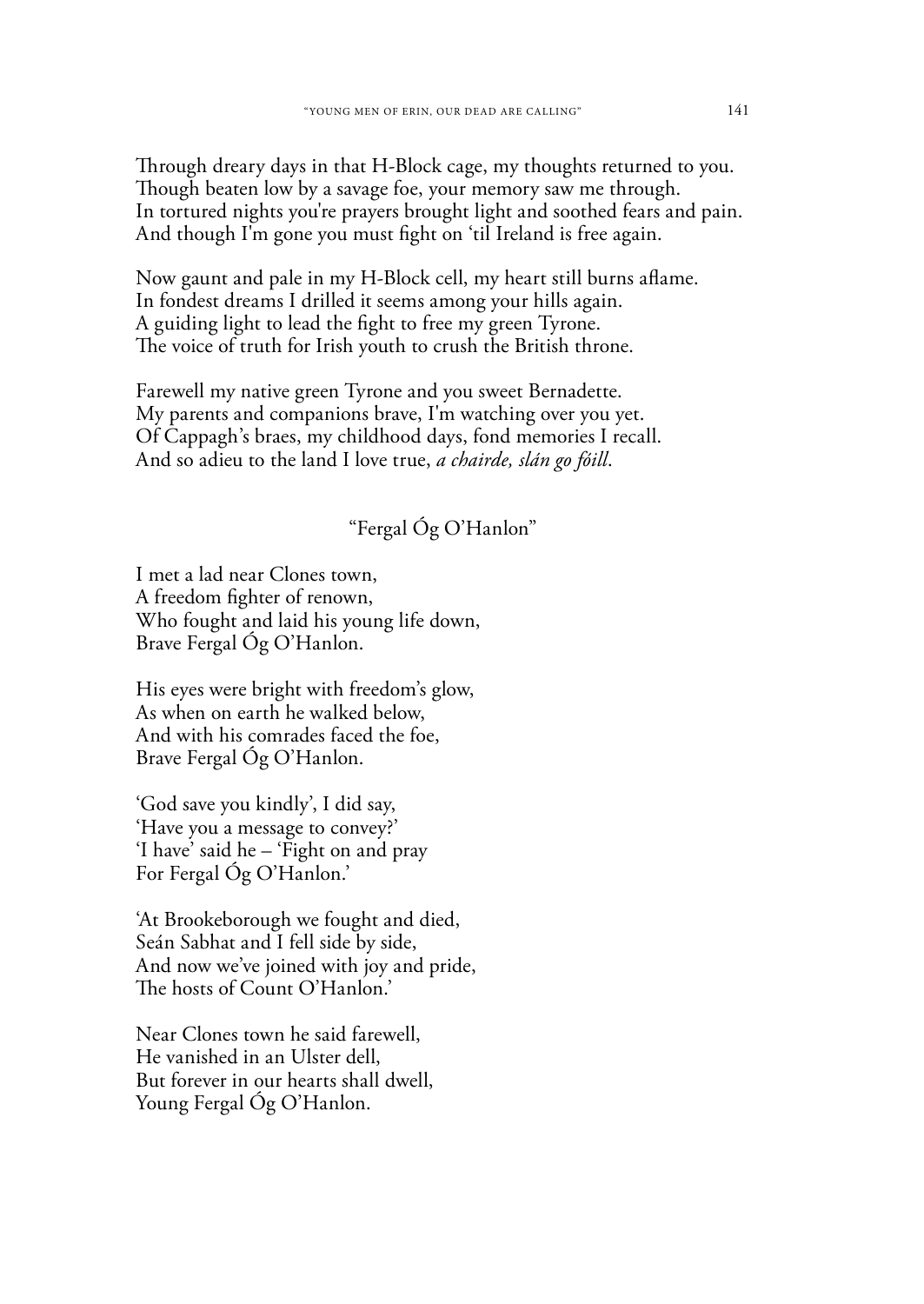Through dreary days in that H-Block cage, my thoughts returned to you.
Though beaten low by a savage foe, your memory saw me through.
In tortured nights you're prayers brought light and soothed fears and pain.
And though I'm gone you must fight on 'til Ireland is free again.

Now gaunt and pale in my H-Block cell, my heart still burns aflame.
In fondest dreams I drilled it seems among your hills again.
A guiding light to lead the fight to free my green Tyrone.
The voice of truth for Irish youth to crush the British throne.

Farewell my native green Tyrone and you sweet Bernadette.
My parents and companions brave, I'm watching over you yet.
Of Cappagh's braes, my childhood days, fond memories I recall.
And so adieu to the land I love true, *a chairde, slán go fóill*.

"Fergal Óg O'Hanlon"

I met a lad near Clones town,
A freedom fighter of renown,
Who fought and laid his young life down,
Brave Fergal Óg O'Hanlon.

His eyes were bright with freedom's glow,
As when on earth he walked below,
And with his comrades faced the foe,
Brave Fergal Óg O'Hanlon.

'God save you kindly', I did say,
'Have you a message to convey?'
'I have' said he – 'Fight on and pray
For Fergal Óg O'Hanlon.'

'At Brookeborough we fought and died,
Seán Sabhat and I fell side by side,
And now we've joined with joy and pride,
The hosts of Count O'Hanlon.'

Near Clones town he said farewell,
He vanished in an Ulster dell,
But forever in our hearts shall dwell,
Young Fergal Óg O'Hanlon.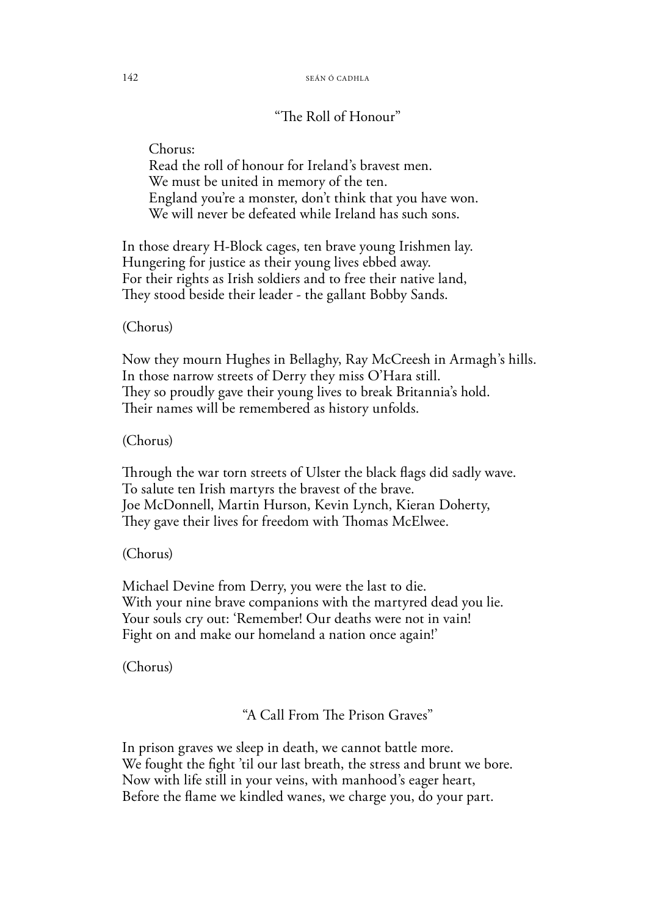### "The Roll of Honour"

Chorus:
Read the roll of honour for Ireland's bravest men.
We must be united in memory of the ten.
England you're a monster, don't think that you have won.
We will never be defeated while Ireland has such sons.

In those dreary H-Block cages, ten brave young Irishmen lay.
Hungering for justice as their young lives ebbed away.
For their rights as Irish soldiers and to free their native land,
They stood beside their leader - the gallant Bobby Sands.

(Chorus)

Now they mourn Hughes in Bellaghy, Ray McCreesh in Armagh's hills.
In those narrow streets of Derry they miss O'Hara still.
They so proudly gave their young lives to break Britannia's hold.
Their names will be remembered as history unfolds.

(Chorus)

Through the war torn streets of Ulster the black flags did sadly wave.
To salute ten Irish martyrs the bravest of the brave.
Joe McDonnell, Martin Hurson, Kevin Lynch, Kieran Doherty,
They gave their lives for freedom with Thomas McElwee.

(Chorus)

Michael Devine from Derry, you were the last to die.
With your nine brave companions with the martyred dead you lie.
Your souls cry out: 'Remember! Our deaths were not in vain!
Fight on and make our homeland a nation once again!'

(Chorus)

### "A Call From The Prison Graves"

In prison graves we sleep in death, we cannot battle more.
We fought the fight 'til our last breath, the stress and brunt we bore.
Now with life still in your veins, with manhood's eager heart,
Before the flame we kindled wanes, we charge you, do your part.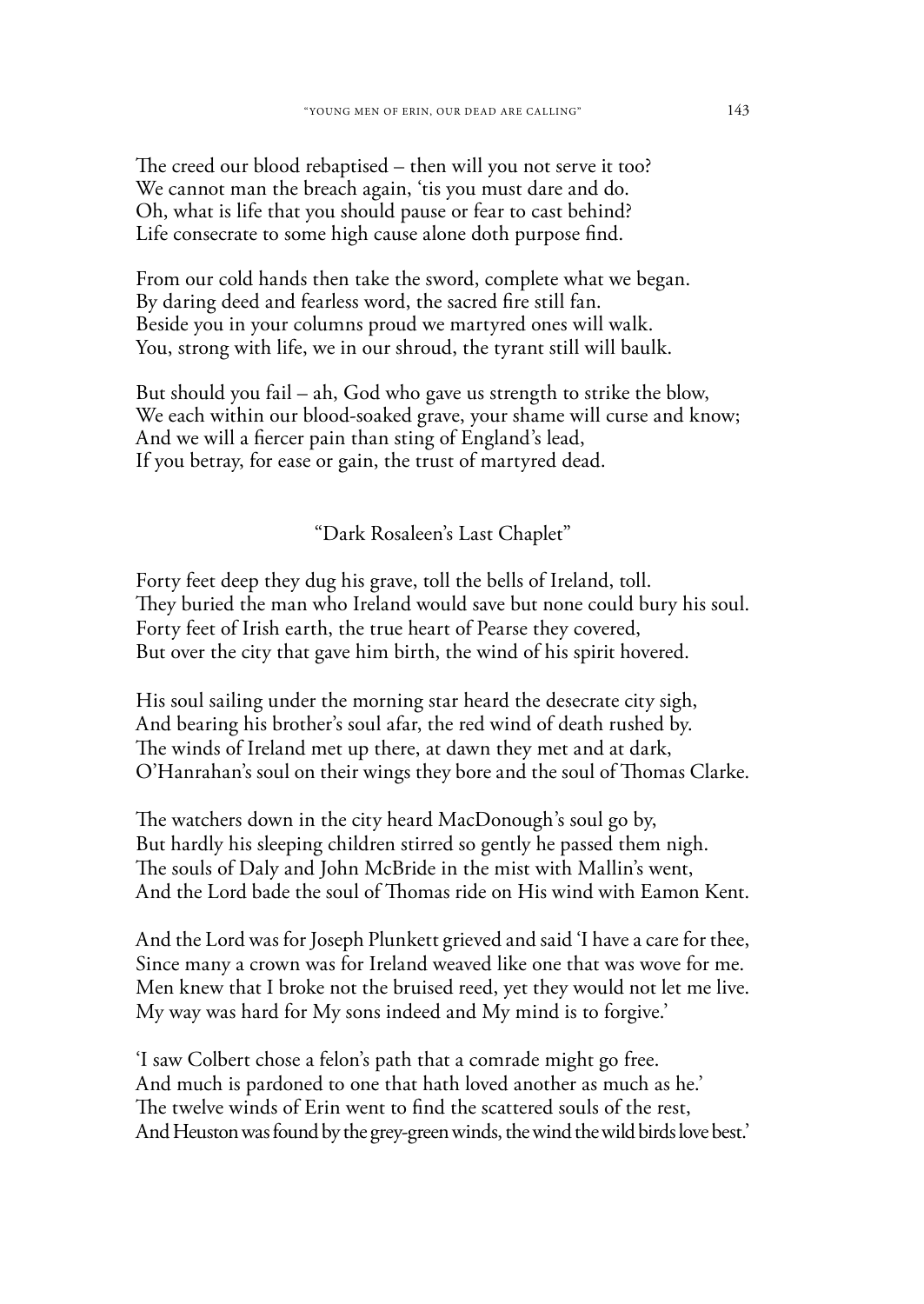The creed our blood rebaptised – then will you not serve it too?
We cannot man the breach again, 'tis you must dare and do.
Oh, what is life that you should pause or fear to cast behind?
Life consecrate to some high cause alone doth purpose find.

From our cold hands then take the sword, complete what we began.
By daring deed and fearless word, the sacred fire still fan.
Beside you in your columns proud we martyred ones will walk.
You, strong with life, we in our shroud, the tyrant still will baulk.

But should you fail – ah, God who gave us strength to strike the blow,
We each within our blood-soaked grave, your shame will curse and know;
And we will a fiercer pain than sting of England's lead,
If you betray, for ease or gain, the trust of martyred dead.

### "Dark Rosaleen's Last Chaplet"

Forty feet deep they dug his grave, toll the bells of Ireland, toll.
They buried the man who Ireland would save but none could bury his soul.
Forty feet of Irish earth, the true heart of Pearse they covered,
But over the city that gave him birth, the wind of his spirit hovered.

His soul sailing under the morning star heard the desecrate city sigh,
And bearing his brother's soul afar, the red wind of death rushed by.
The winds of Ireland met up there, at dawn they met and at dark,
O'Hanrahan's soul on their wings they bore and the soul of Thomas Clarke.

The watchers down in the city heard MacDonough's soul go by,
But hardly his sleeping children stirred so gently he passed them nigh.
The souls of Daly and John McBride in the mist with Mallin's went,
And the Lord bade the soul of Thomas ride on His wind with Eamon Kent.

And the Lord was for Joseph Plunkett grieved and said 'I have a care for thee,
Since many a crown was for Ireland weaved like one that was wove for me.
Men knew that I broke not the bruised reed, yet they would not let me live.
My way was hard for My sons indeed and My mind is to forgive.'

'I saw Colbert chose a felon's path that a comrade might go free.
And much is pardoned to one that hath loved another as much as he.'
The twelve winds of Erin went to find the scattered souls of the rest,
And Heuston was found by the grey-green winds, the wind the wild birds love best.'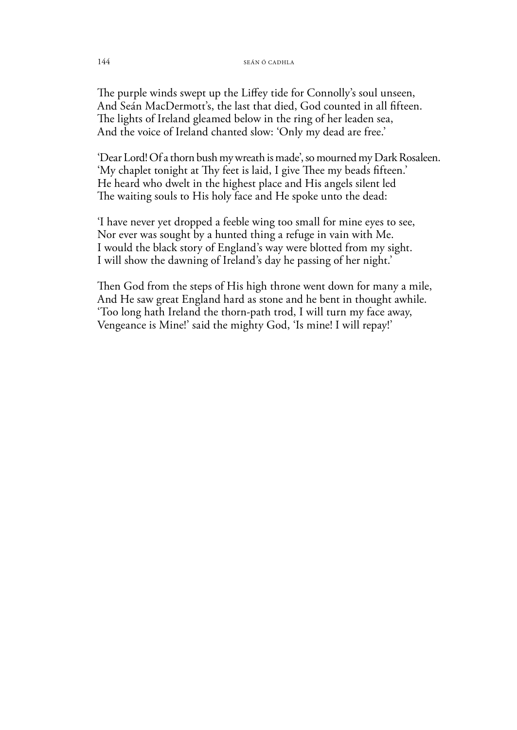The purple winds swept up the Liffey tide for Connolly's soul unseen,
And Seán MacDermott's, the last that died, God counted in all fifteen.
The lights of Ireland gleamed below in the ring of her leaden sea,
And the voice of Ireland chanted slow: 'Only my dead are free.'

'Dear Lord! Of a thorn bush my wreath is made', so mourned my Dark Rosaleen.
'My chaplet tonight at Thy feet is laid, I give Thee my beads fifteen.'
He heard who dwelt in the highest place and His angels silent led
The waiting souls to His holy face and He spoke unto the dead:

'I have never yet dropped a feeble wing too small for mine eyes to see,
Nor ever was sought by a hunted thing a refuge in vain with Me.
I would the black story of England's way were blotted from my sight.
I will show the dawning of Ireland's day he passing of her night.'

Then God from the steps of His high throne went down for many a mile,
And He saw great England hard as stone and he bent in thought awhile.
'Too long hath Ireland the thorn-path trod, I will turn my face away,
Vengeance is Mine!' said the mighty God, 'Is mine! I will repay!'